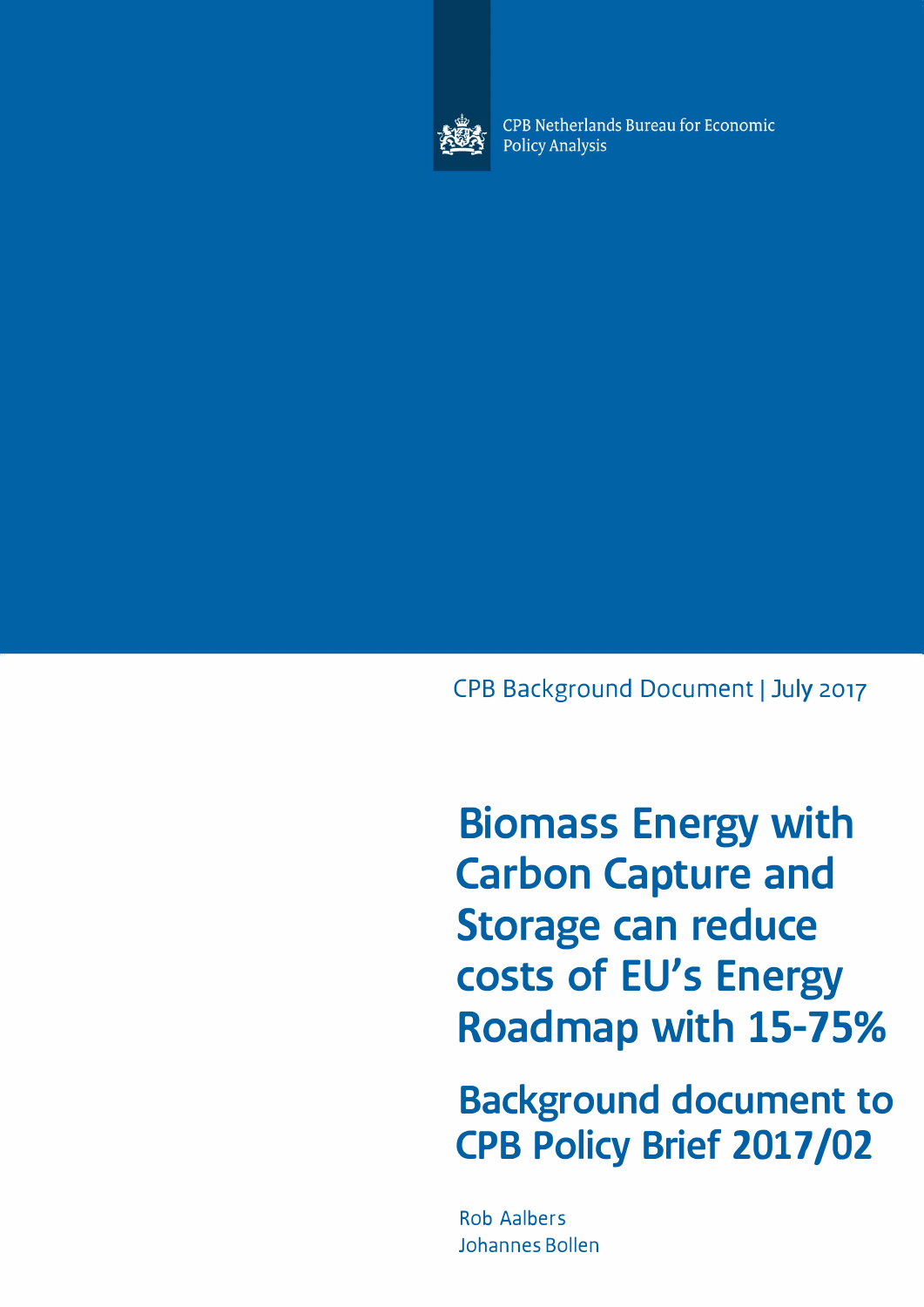CPB Netherlands Bureau for Economic Policy Analysis

CPB Background Document | July 2017

# Biomass Energy with Carbon Capture and Storage can reduce costs of EU's Energy Roadmap with 15-75%

## Background document to CPB Policy Brief 2017/02

Rob Aalbers
Johannes Bollen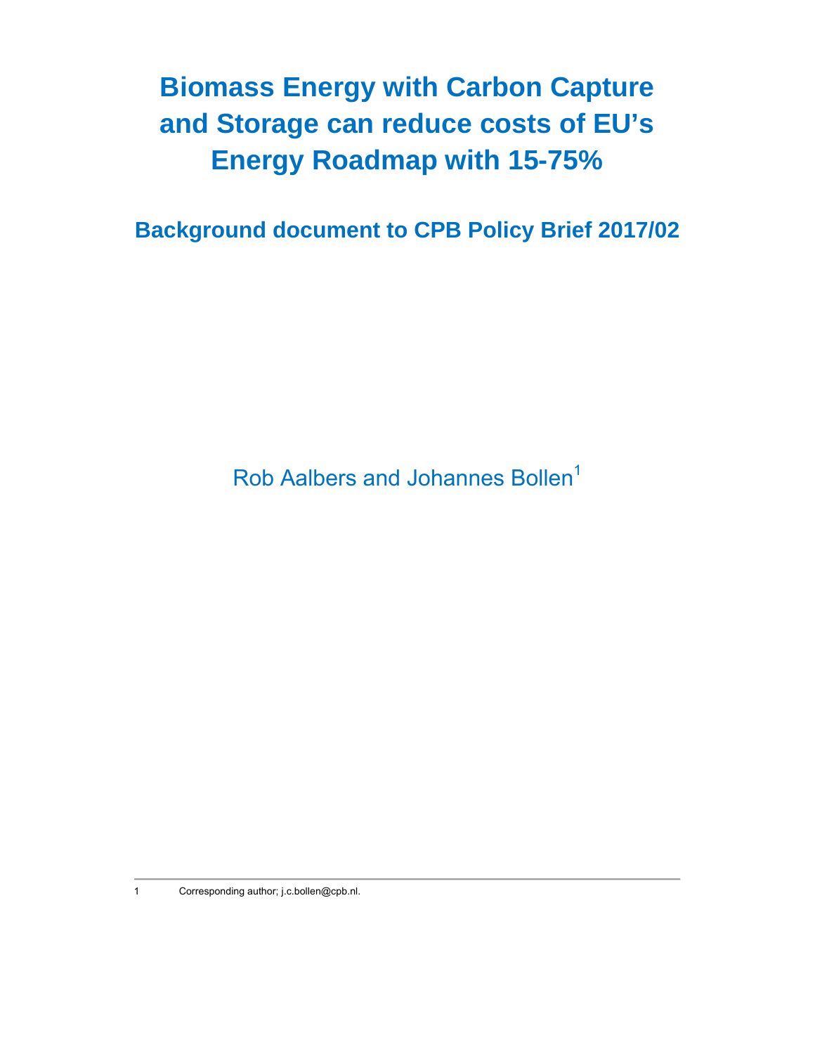# Biomass Energy with Carbon Capture and Storage can reduce costs of EU's Energy Roadmap with 15-75%

## Background document to CPB Policy Brief 2017/02

Rob Aalbers and Johannes Bollen[1]

1 Corresponding author; j.c.bollen@cpb.nl.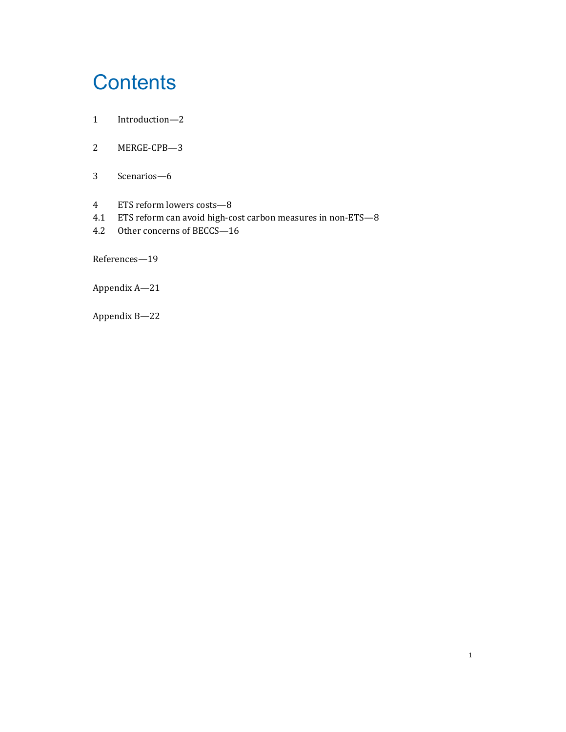# Contents

1 Introduction—2

2 MERGE-CPB—3

3 Scenarios—6

4 ETS reform lowers costs—8
4.1 ETS reform can avoid high-cost carbon measures in non-ETS—8
4.2 Other concerns of BECCS—16

References—19

Appendix A—21

Appendix B—22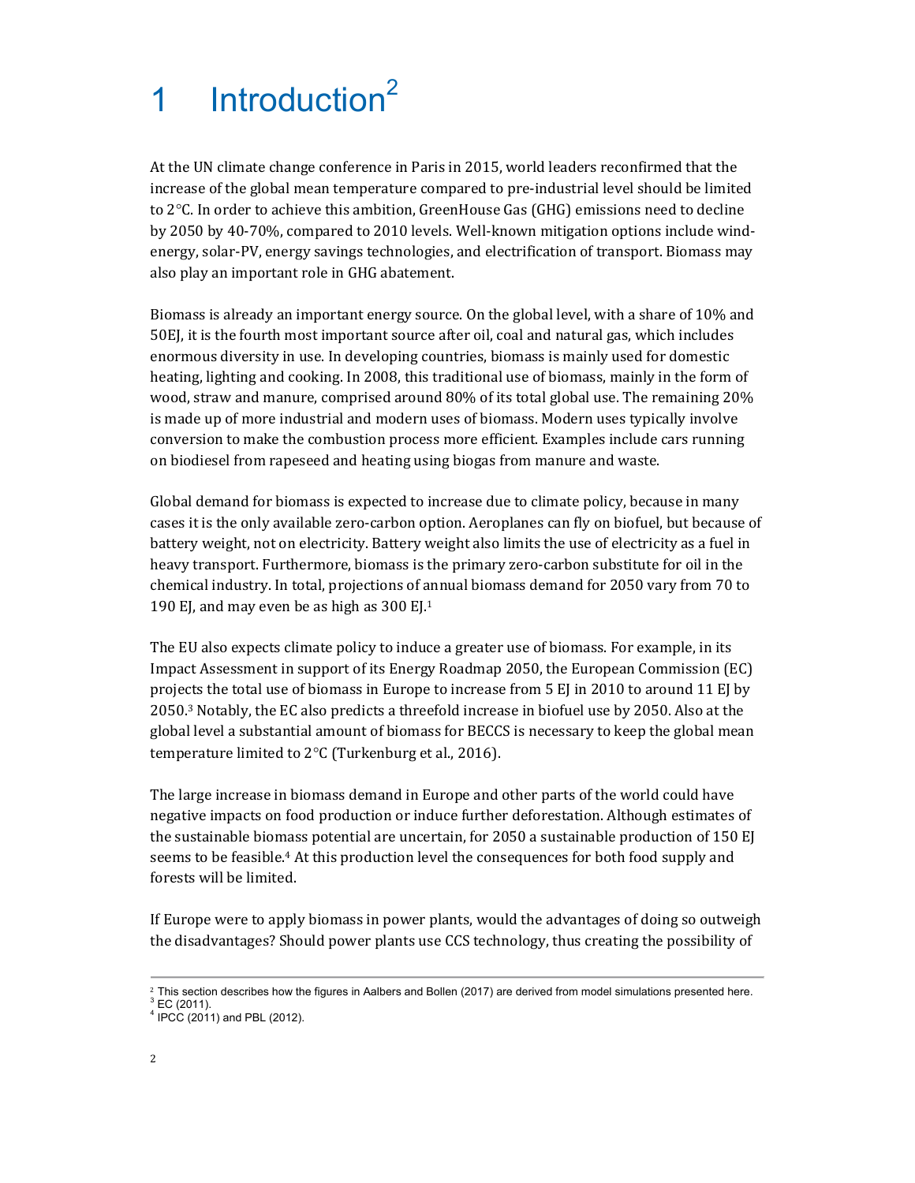# 1 Introduction[2]

At the UN climate change conference in Paris in 2015, world leaders reconfirmed that the increase of the global mean temperature compared to pre-industrial level should be limited to 2°C. In order to achieve this ambition, GreenHouse Gas (GHG) emissions need to decline by 2050 by 40-70%, compared to 2010 levels. Well-known mitigation options include wind-energy, solar-PV, energy savings technologies, and electrification of transport. Biomass may also play an important role in GHG abatement.

Biomass is already an important energy source. On the global level, with a share of 10% and 50EJ, it is the fourth most important source after oil, coal and natural gas, which includes enormous diversity in use. In developing countries, biomass is mainly used for domestic heating, lighting and cooking. In 2008, this traditional use of biomass, mainly in the form of wood, straw and manure, comprised around 80% of its total global use. The remaining 20% is made up of more industrial and modern uses of biomass. Modern uses typically involve conversion to make the combustion process more efficient. Examples include cars running on biodiesel from rapeseed and heating using biogas from manure and waste.

Global demand for biomass is expected to increase due to climate policy, because in many cases it is the only available zero-carbon option. Aeroplanes can fly on biofuel, but because of battery weight, not on electricity. Battery weight also limits the use of electricity as a fuel in heavy transport. Furthermore, biomass is the primary zero-carbon substitute for oil in the chemical industry. In total, projections of annual biomass demand for 2050 vary from 70 to 190 EJ, and may even be as high as 300 EJ.[1]

The EU also expects climate policy to induce a greater use of biomass. For example, in its Impact Assessment in support of its Energy Roadmap 2050, the European Commission (EC) projects the total use of biomass in Europe to increase from 5 EJ in 2010 to around 11 EJ by 2050.[3] Notably, the EC also predicts a threefold increase in biofuel use by 2050. Also at the global level a substantial amount of biomass for BECCS is necessary to keep the global mean temperature limited to 2°C (Turkenburg et al., 2016).

The large increase in biomass demand in Europe and other parts of the world could have negative impacts on food production or induce further deforestation. Although estimates of the sustainable biomass potential are uncertain, for 2050 a sustainable production of 150 EJ seems to be feasible.[4] At this production level the consequences for both food supply and forests will be limited.

If Europe were to apply biomass in power plants, would the advantages of doing so outweigh the disadvantages? Should power plants use CCS technology, thus creating the possibility of

---

[2] This section describes how the figures in Aalbers and Bollen (2017) are derived from model simulations presented here.
[3] EC (2011).
[4] IPCC (2011) and PBL (2012).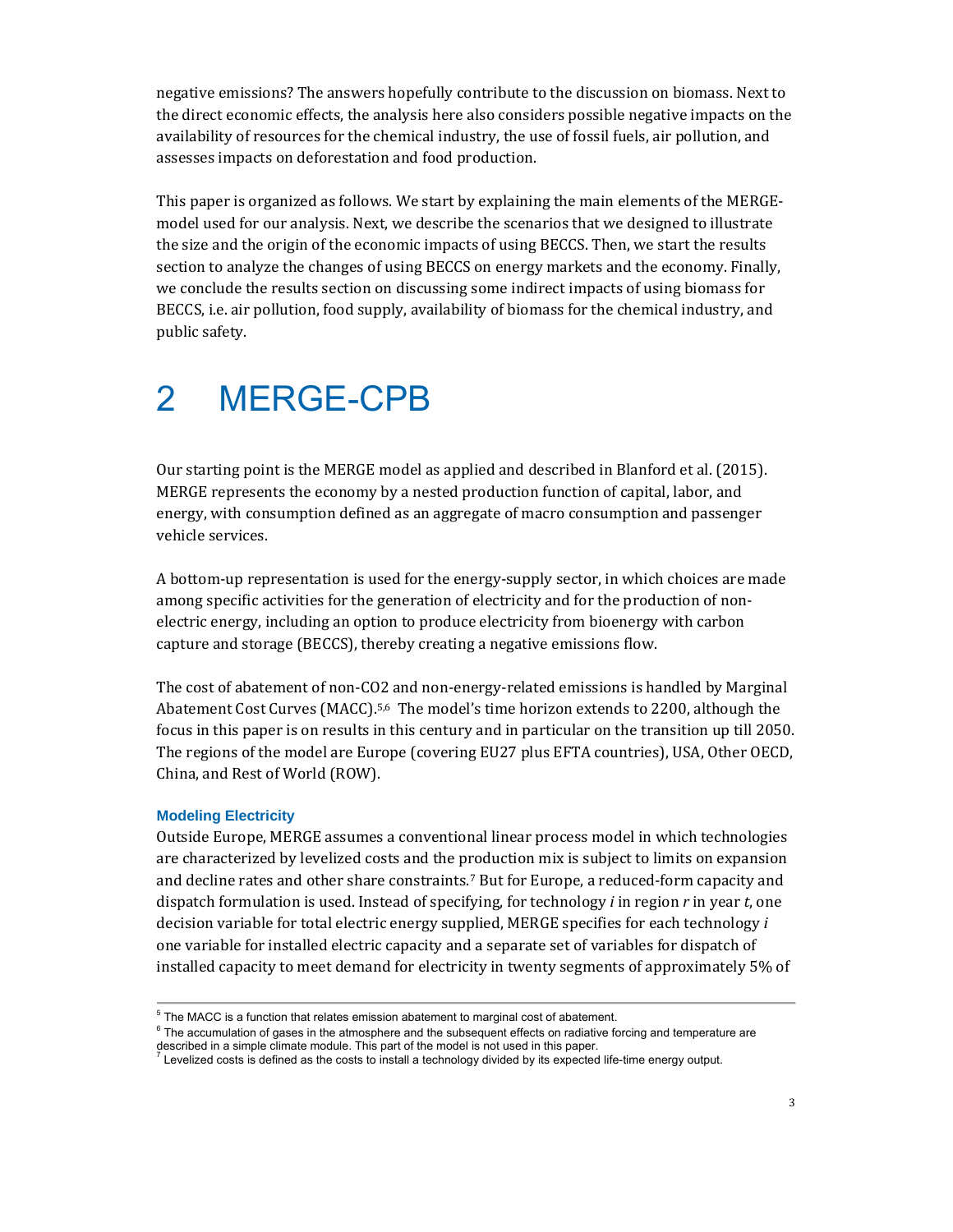negative emissions? The answers hopefully contribute to the discussion on biomass. Next to the direct economic effects, the analysis here also considers possible negative impacts on the availability of resources for the chemical industry, the use of fossil fuels, air pollution, and assesses impacts on deforestation and food production.

This paper is organized as follows. We start by explaining the main elements of the MERGE-model used for our analysis. Next, we describe the scenarios that we designed to illustrate the size and the origin of the economic impacts of using BECCS. Then, we start the results section to analyze the changes of using BECCS on energy markets and the economy. Finally, we conclude the results section on discussing some indirect impacts of using biomass for BECCS, i.e. air pollution, food supply, availability of biomass for the chemical industry, and public safety.

# 2 MERGE-CPB

Our starting point is the MERGE model as applied and described in Blanford et al. (2015). MERGE represents the economy by a nested production function of capital, labor, and energy, with consumption defined as an aggregate of macro consumption and passenger vehicle services.

A bottom-up representation is used for the energy-supply sector, in which choices are made among specific activities for the generation of electricity and for the production of non-electric energy, including an option to produce electricity from bioenergy with carbon capture and storage (BECCS), thereby creating a negative emissions flow.

The cost of abatement of non-CO2 and non-energy-related emissions is handled by Marginal Abatement Cost Curves (MACC).[5,6] The model's time horizon extends to 2200, although the focus in this paper is on results in this century and in particular on the transition up till 2050. The regions of the model are Europe (covering EU27 plus EFTA countries), USA, Other OECD, China, and Rest of World (ROW).

### Modeling Electricity

Outside Europe, MERGE assumes a conventional linear process model in which technologies are characterized by levelized costs and the production mix is subject to limits on expansion and decline rates and other share constraints.[7] But for Europe, a reduced-form capacity and dispatch formulation is used. Instead of specifying, for technology $i$ in region $r$ in year $t$, one decision variable for total electric energy supplied, MERGE specifies for each technology $i$ one variable for installed electric capacity and a separate set of variables for dispatch of installed capacity to meet demand for electricity in twenty segments of approximately 5% of

---

[5] The MACC is a function that relates emission abatement to marginal cost of abatement.

[6] The accumulation of gases in the atmosphere and the subsequent effects on radiative forcing and temperature are described in a simple climate module. This part of the model is not used in this paper.

[7] Levelized costs is defined as the costs to install a technology divided by its expected life-time energy output.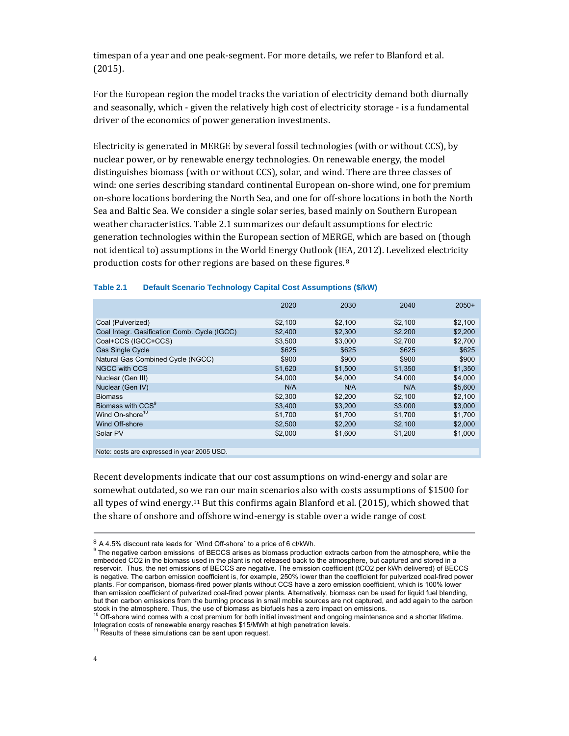timespan of a year and one peak-segment. For more details, we refer to Blanford et al. (2015).

For the European region the model tracks the variation of electricity demand both diurnally and seasonally, which - given the relatively high cost of electricity storage - is a fundamental driver of the economics of power generation investments.

Electricity is generated in MERGE by several fossil technologies (with or without CCS), by nuclear power, or by renewable energy technologies. On renewable energy, the model distinguishes biomass (with or without CCS), solar, and wind. There are three classes of wind: one series describing standard continental European on-shore wind, one for premium on-shore locations bordering the North Sea, and one for off-shore locations in both the North Sea and Baltic Sea. We consider a single solar series, based mainly on Southern European weather characteristics. Table 2.1 summarizes our default assumptions for electric generation technologies within the European section of MERGE, which are based on (though not identical to) assumptions in the World Energy Outlook (IEA, 2012). Levelized electricity production costs for other regions are based on these figures. [8]

**Table 2.1 Default Scenario Technology Capital Cost Assumptions ($/kW)**

| | 2020 | 2030 | 2040 | 2050+ |
|---|---|---|---|---|
| Coal (Pulverized) | $2,100 | $2,100 | $2,100 | $2,100 |
| Coal Integr. Gasification Comb. Cycle (IGCC) | $2,400 | $2,300 | $2,200 | $2,200 |
| Coal+CCS (IGCC+CCS) | $3,500 | $3,000 | $2,700 | $2,700 |
| Gas Single Cycle | $625 | $625 | $625 | $625 |
| Natural Gas Combined Cycle (NGCC) | $900 | $900 | $900 | $900 |
| NGCC with CCS | $1,620 | $1,500 | $1,350 | $1,350 |
| Nuclear (Gen III) | $4,000 | $4,000 | $4,000 | $4,000 |
| Nuclear (Gen IV) | N/A | N/A | N/A | $5,600 |
| Biomass | $2,300 | $2,200 | $2,100 | $2,100 |
| Biomass with CCS[9] | $3,400 | $3,200 | $3,000 | $3,000 |
| Wind On-shore[10] | $1,700 | $1,700 | $1,700 | $1,700 |
| Wind Off-shore | $2,500 | $2,200 | $2,100 | $2,000 |
| Solar PV | $2,000 | $1,600 | $1,200 | $1,000 |

Note: costs are expressed in year 2005 USD.

Recent developments indicate that our cost assumptions on wind-energy and solar are somewhat outdated, so we ran our main scenarios also with costs assumptions of $1500 for all types of wind energy.[11] But this confirms again Blanford et al. (2015), which showed that the share of onshore and offshore wind-energy is stable over a wide range of cost

---

[8] A 4.5% discount rate leads for `Wind Off-shore` to a price of 6 ct/kWh.

[9] The negative carbon emissions of BECCS arises as biomass production extracts carbon from the atmosphere, while the embedded $CO_2$ in the biomass used in the plant is not released back to the atmosphere, but captured and stored in a reservoir. Thus, the net emissions of BECCS are negative. The emission coefficient (t$CO_2$ per kWh delivered) of BECCS is negative. The carbon emission coefficient is, for example, 250% lower than the coefficient for pulverized coal-fired power plants. For comparison, biomass-fired power plants without CCS have a zero emission coefficient, which is 100% lower than emission coefficient of pulverized coal-fired power plants. Alternatively, biomass can be used for liquid fuel blending, but then carbon emissions from the burning process in small mobile sources are not captured, and add again to the carbon stock in the atmosphere. Thus, the use of biomass as biofuels has a zero impact on emissions.

[10] Off-shore wind comes with a cost premium for both initial investment and ongoing maintenance and a shorter lifetime. Integration costs of renewable energy reaches $15/MWh at high penetration levels.

[11] Results of these simulations can be sent upon request.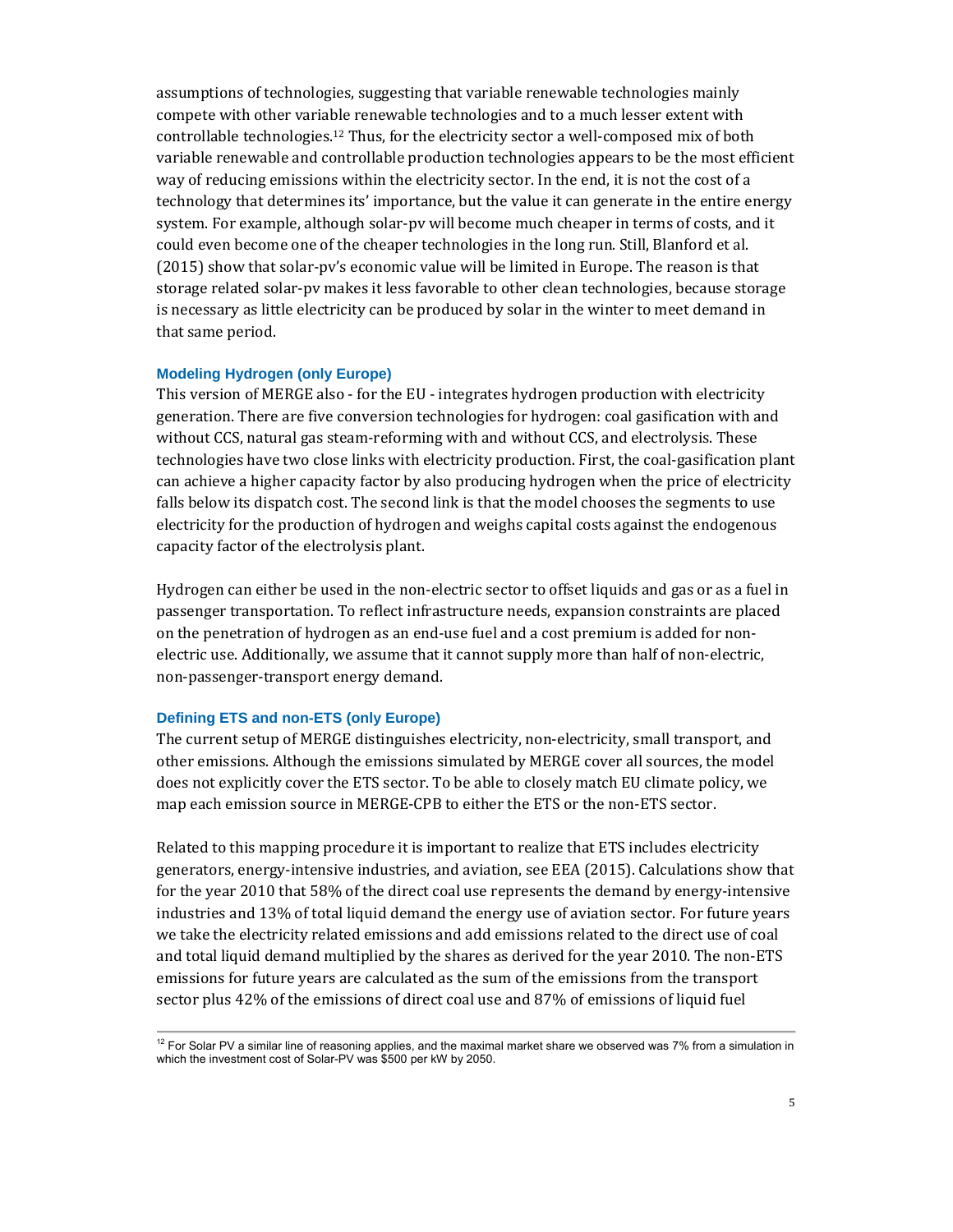assumptions of technologies, suggesting that variable renewable technologies mainly compete with other variable renewable technologies and to a much lesser extent with controllable technologies.[12] Thus, for the electricity sector a well-composed mix of both variable renewable and controllable production technologies appears to be the most efficient way of reducing emissions within the electricity sector. In the end, it is not the cost of a technology that determines its' importance, but the value it can generate in the entire energy system. For example, although solar-pv will become much cheaper in terms of costs, and it could even become one of the cheaper technologies in the long run. Still, Blanford et al. (2015) show that solar-pv's economic value will be limited in Europe. The reason is that storage related solar-pv makes it less favorable to other clean technologies, because storage is necessary as little electricity can be produced by solar in the winter to meet demand in that same period.

### Modeling Hydrogen (only Europe)

This version of MERGE also - for the EU - integrates hydrogen production with electricity generation. There are five conversion technologies for hydrogen: coal gasification with and without CCS, natural gas steam-reforming with and without CCS, and electrolysis. These technologies have two close links with electricity production. First, the coal-gasification plant can achieve a higher capacity factor by also producing hydrogen when the price of electricity falls below its dispatch cost. The second link is that the model chooses the segments to use electricity for the production of hydrogen and weighs capital costs against the endogenous capacity factor of the electrolysis plant.

Hydrogen can either be used in the non-electric sector to offset liquids and gas or as a fuel in passenger transportation. To reflect infrastructure needs, expansion constraints are placed on the penetration of hydrogen as an end-use fuel and a cost premium is added for non-electric use. Additionally, we assume that it cannot supply more than half of non-electric, non-passenger-transport energy demand.

### Defining ETS and non-ETS (only Europe)

The current setup of MERGE distinguishes electricity, non-electricity, small transport, and other emissions. Although the emissions simulated by MERGE cover all sources, the model does not explicitly cover the ETS sector. To be able to closely match EU climate policy, we map each emission source in MERGE-CPB to either the ETS or the non-ETS sector.

Related to this mapping procedure it is important to realize that ETS includes electricity generators, energy-intensive industries, and aviation, see EEA (2015). Calculations show that for the year 2010 that 58% of the direct coal use represents the demand by energy-intensive industries and 13% of total liquid demand the energy use of aviation sector. For future years we take the electricity related emissions and add emissions related to the direct use of coal and total liquid demand multiplied by the shares as derived for the year 2010. The non-ETS emissions for future years are calculated as the sum of the emissions from the transport sector plus 42% of the emissions of direct coal use and 87% of emissions of liquid fuel

---

[12] For Solar PV a similar line of reasoning applies, and the maximal market share we observed was 7% from a simulation in which the investment cost of Solar-PV was $500 per kW by 2050.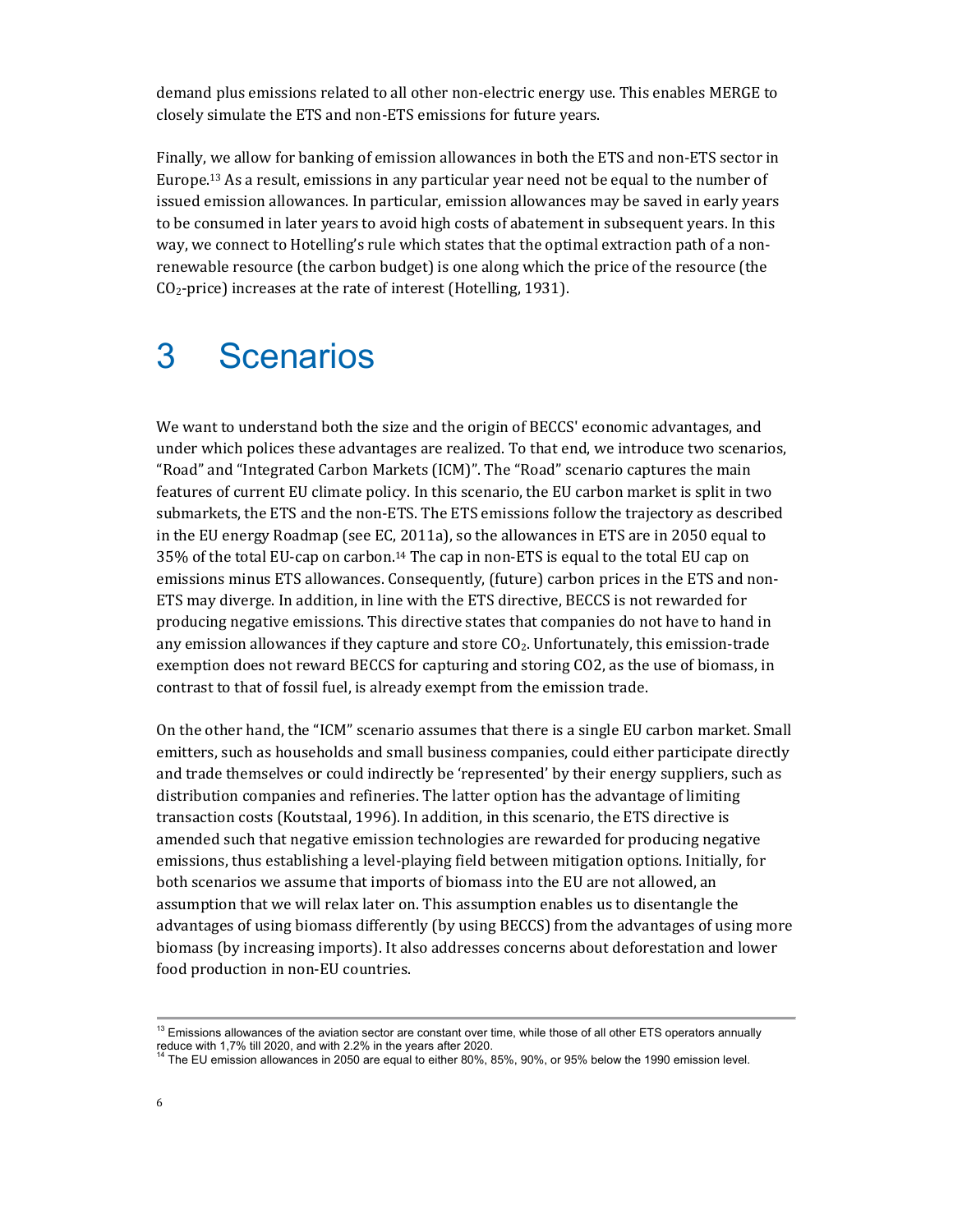demand plus emissions related to all other non-electric energy use. This enables MERGE to closely simulate the ETS and non-ETS emissions for future years.

Finally, we allow for banking of emission allowances in both the ETS and non-ETS sector in Europe.[13] As a result, emissions in any particular year need not be equal to the number of issued emission allowances. In particular, emission allowances may be saved in early years to be consumed in later years to avoid high costs of abatement in subsequent years. In this way, we connect to Hotelling's rule which states that the optimal extraction path of a non-renewable resource (the carbon budget) is one along which the price of the resource (the $CO_2$-price) increases at the rate of interest (Hotelling, 1931).

# 3 Scenarios

We want to understand both the size and the origin of BECCS' economic advantages, and under which polices these advantages are realized. To that end, we introduce two scenarios, "Road" and "Integrated Carbon Markets (ICM)". The "Road" scenario captures the main features of current EU climate policy. In this scenario, the EU carbon market is split in two submarkets, the ETS and the non-ETS. The ETS emissions follow the trajectory as described in the EU energy Roadmap (see EC, 2011a), so the allowances in ETS are in 2050 equal to 35% of the total EU-cap on carbon.[14] The cap in non-ETS is equal to the total EU cap on emissions minus ETS allowances. Consequently, (future) carbon prices in the ETS and non-ETS may diverge. In addition, in line with the ETS directive, BECCS is not rewarded for producing negative emissions. This directive states that companies do not have to hand in any emission allowances if they capture and store $CO_2$. Unfortunately, this emission-trade exemption does not reward BECCS for capturing and storing CO2, as the use of biomass, in contrast to that of fossil fuel, is already exempt from the emission trade.

On the other hand, the "ICM" scenario assumes that there is a single EU carbon market. Small emitters, such as households and small business companies, could either participate directly and trade themselves or could indirectly be 'represented' by their energy suppliers, such as distribution companies and refineries. The latter option has the advantage of limiting transaction costs (Koutstaal, 1996). In addition, in this scenario, the ETS directive is amended such that negative emission technologies are rewarded for producing negative emissions, thus establishing a level-playing field between mitigation options. Initially, for both scenarios we assume that imports of biomass into the EU are not allowed, an assumption that we will relax later on. This assumption enables us to disentangle the advantages of using biomass differently (by using BECCS) from the advantages of using more biomass (by increasing imports). It also addresses concerns about deforestation and lower food production in non-EU countries.

[13] Emissions allowances of the aviation sector are constant over time, while those of all other ETS operators annually reduce with 1,7% till 2020, and with 2.2% in the years after 2020.

[14] The EU emission allowances in 2050 are equal to either 80%, 85%, 90%, or 95% below the 1990 emission level.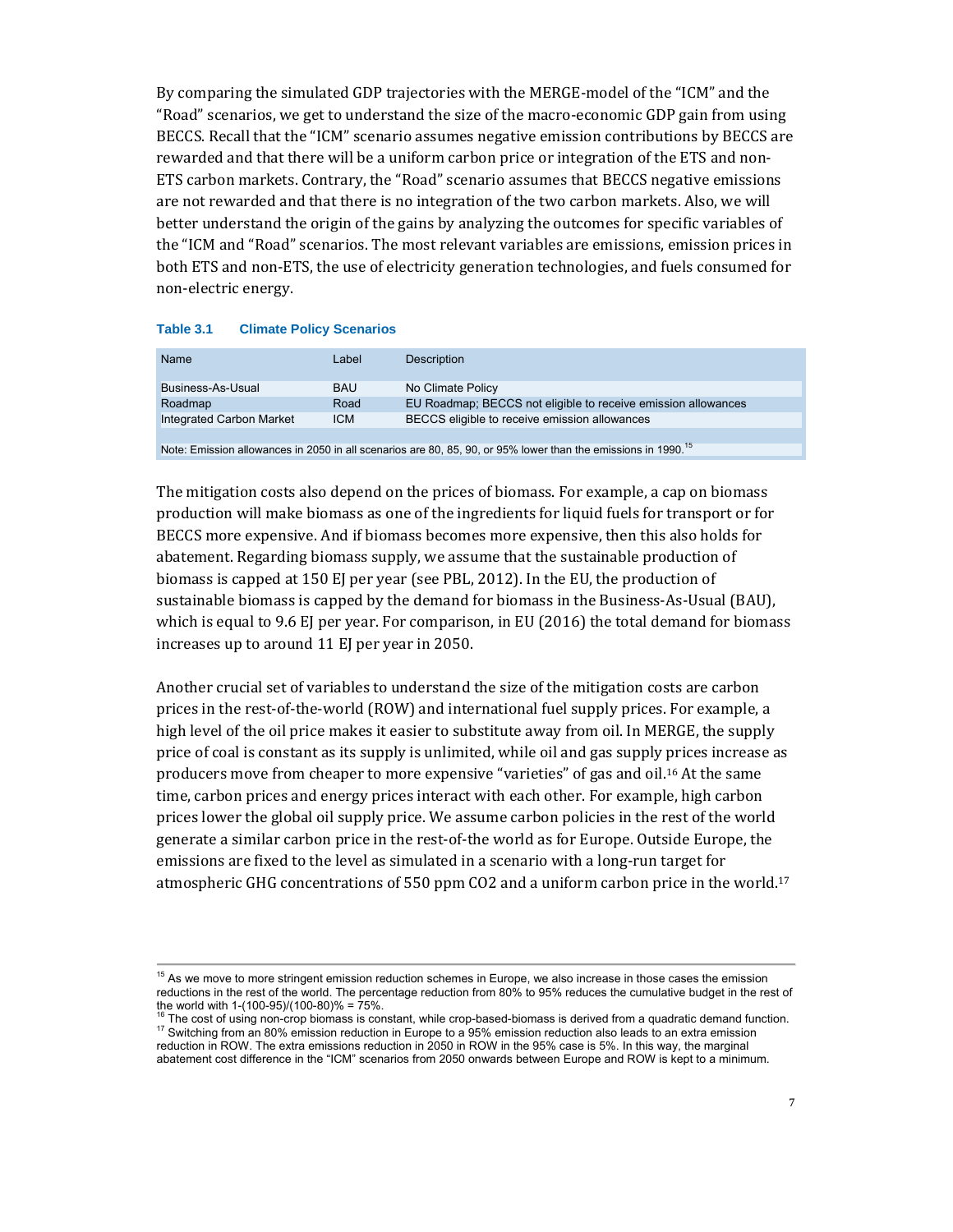By comparing the simulated GDP trajectories with the MERGE-model of the "ICM" and the "Road" scenarios, we get to understand the size of the macro-economic GDP gain from using BECCS. Recall that the "ICM" scenario assumes negative emission contributions by BECCS are rewarded and that there will be a uniform carbon price or integration of the ETS and non-ETS carbon markets. Contrary, the "Road" scenario assumes that BECCS negative emissions are not rewarded and that there is no integration of the two carbon markets. Also, we will better understand the origin of the gains by analyzing the outcomes for specific variables of the "ICM and "Road" scenarios. The most relevant variables are emissions, emission prices in both ETS and non-ETS, the use of electricity generation technologies, and fuels consumed for non-electric energy.

**Table 3.1 Climate Policy Scenarios**

| Name | Label | Description |
|---|---|---|
| Business-As-Usual | BAU | No Climate Policy |
| Roadmap | Road | EU Roadmap; BECCS not eligible to receive emission allowances |
| Integrated Carbon Market | ICM | BECCS eligible to receive emission allowances |

Note: Emission allowances in 2050 in all scenarios are 80, 85, 90, or 95% lower than the emissions in 1990.[15]

The mitigation costs also depend on the prices of biomass. For example, a cap on biomass production will make biomass as one of the ingredients for liquid fuels for transport or for BECCS more expensive. And if biomass becomes more expensive, then this also holds for abatement. Regarding biomass supply, we assume that the sustainable production of biomass is capped at 150 EJ per year (see PBL, 2012). In the EU, the production of sustainable biomass is capped by the demand for biomass in the Business-As-Usual (BAU), which is equal to 9.6 EJ per year. For comparison, in EU (2016) the total demand for biomass increases up to around 11 EJ per year in 2050.

Another crucial set of variables to understand the size of the mitigation costs are carbon prices in the rest-of-the-world (ROW) and international fuel supply prices. For example, a high level of the oil price makes it easier to substitute away from oil. In MERGE, the supply price of coal is constant as its supply is unlimited, while oil and gas supply prices increase as producers move from cheaper to more expensive "varieties" of gas and oil.[16] At the same time, carbon prices and energy prices interact with each other. For example, high carbon prices lower the global oil supply price. We assume carbon policies in the rest of the world generate a similar carbon price in the rest-of-the world as for Europe. Outside Europe, the emissions are fixed to the level as simulated in a scenario with a long-run target for atmospheric GHG concentrations of 550 ppm $CO_2$ and a uniform carbon price in the world.[17]

---

[15] As we move to more stringent emission reduction schemes in Europe, we also increase in those cases the emission reductions in the rest of the world. The percentage reduction from 80% to 95% reduces the cumulative budget in the rest of the world with 1-(100-95)/(100-80)% = 75%.

[16] The cost of using non-crop biomass is constant, while crop-based-biomass is derived from a quadratic demand function.

[17] Switching from an 80% emission reduction in Europe to a 95% emission reduction also leads to an extra emission reduction in ROW. The extra emissions reduction in 2050 in ROW in the 95% case is 5%. In this way, the marginal abatement cost difference in the "ICM" scenarios from 2050 onwards between Europe and ROW is kept to a minimum.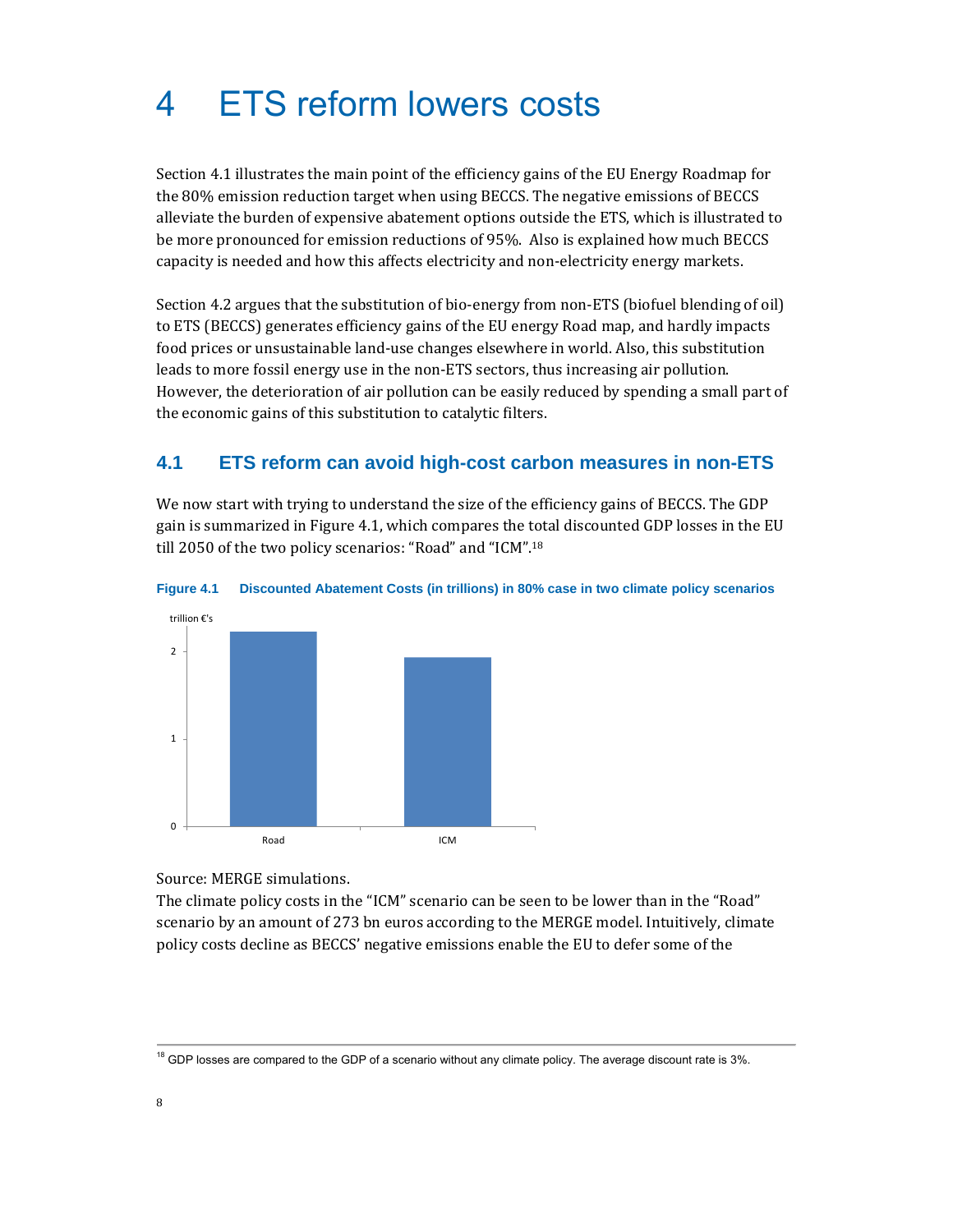# 4 ETS reform lowers costs

Section 4.1 illustrates the main point of the efficiency gains of the EU Energy Roadmap for the 80% emission reduction target when using BECCS. The negative emissions of BECCS alleviate the burden of expensive abatement options outside the ETS, which is illustrated to be more pronounced for emission reductions of 95%. Also is explained how much BECCS capacity is needed and how this affects electricity and non-electricity energy markets.

Section 4.2 argues that the substitution of bio-energy from non-ETS (biofuel blending of oil) to ETS (BECCS) generates efficiency gains of the EU energy Road map, and hardly impacts food prices or unsustainable land-use changes elsewhere in world. Also, this substitution leads to more fossil energy use in the non-ETS sectors, thus increasing air pollution. However, the deterioration of air pollution can be easily reduced by spending a small part of the economic gains of this substitution to catalytic filters.

## 4.1 ETS reform can avoid high-cost carbon measures in non-ETS

We now start with trying to understand the size of the efficiency gains of BECCS. The GDP gain is summarized in Figure 4.1, which compares the total discounted GDP losses in the EU till 2050 of the two policy scenarios: "Road" and "ICM".[18]

**Figure 4.1 Discounted Abatement Costs (in trillions) in 80% case in two climate policy scenarios**

Source: MERGE simulations.

The climate policy costs in the "ICM" scenario can be seen to be lower than in the "Road" scenario by an amount of 273 bn euros according to the MERGE model. Intuitively, climate policy costs decline as BECCS' negative emissions enable the EU to defer some of the

[18] GDP losses are compared to the GDP of a scenario without any climate policy. The average discount rate is 3%.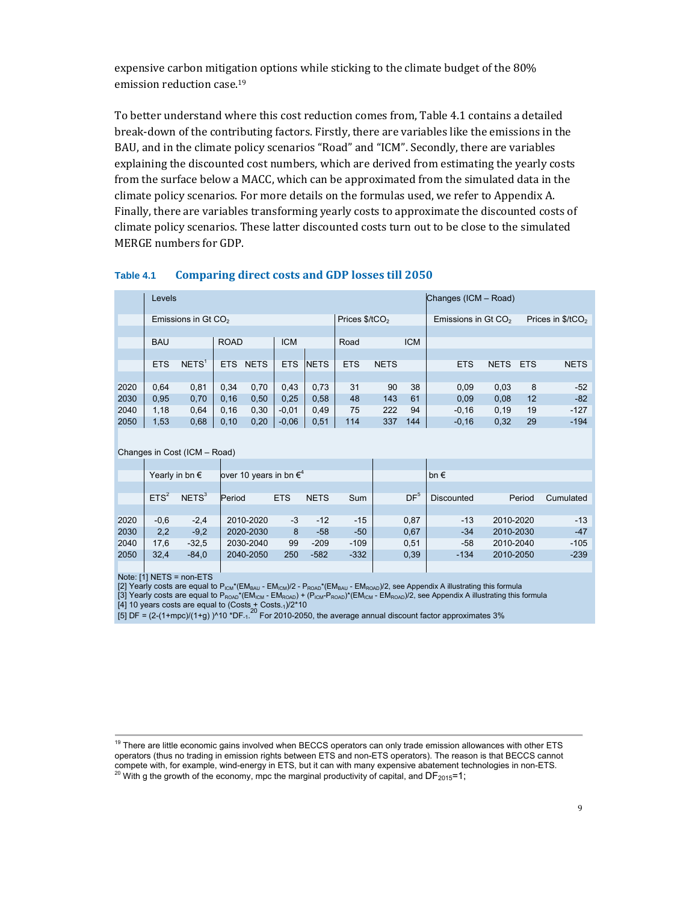expensive carbon mitigation options while sticking to the climate budget of the 80% emission reduction case.[19]

To better understand where this cost reduction comes from, Table 4.1 contains a detailed break-down of the contributing factors. Firstly, there are variables like the emissions in the BAU, and in the climate policy scenarios "Road" and "ICM". Secondly, there are variables explaining the discounted cost numbers, which are derived from estimating the yearly costs from the surface below a MACC, which can be approximated from the simulated data in the climate policy scenarios. For more details on the formulas used, we refer to Appendix A. Finally, there are variables transforming yearly costs to approximate the discounted costs of climate policy scenarios. These latter discounted costs turn out to be close to the simulated MERGE numbers for GDP.

**Table 4.1 Comparing direct costs and GDP losses till 2050**

| | Levels | | | | | | | | | Changes (ICM – Road) | | | |
|---|---|---|---|---|---|---|---|---|---|---|---|---|---|
| | Emissions in Gt $CO_2$ | | | | | | Prices $/t$CO_2$ | | | Emissions in Gt $CO_2$ | | Prices in $/t$CO_2$ | |
| | BAU | | ROAD | | ICM | | Road | | ICM | | | | |
| | ETS | NETS[1] | ETS | NETS | ETS | NETS | ETS | NETS | | ETS | NETS | ETS | NETS |
| 2020 | 0,64 | 0,81 | 0,34 | 0,70 | 0,43 | 0,73 | 31 | 90 | 38 | 0,09 | 0,03 | 8 | -52 |
| 2030 | 0,95 | 0,70 | 0,16 | 0,50 | 0,25 | 0,58 | 48 | 143 | 61 | 0,09 | 0,08 | 12 | -82 |
| 2040 | 1,18 | 0,64 | 0,16 | 0,30 | -0,01 | 0,49 | 75 | 222 | 94 | -0,16 | 0,19 | 19 | -127 |
| 2050 | 1,53 | 0,68 | 0,10 | 0,20 | -0,06 | 0,51 | 114 | 337 | 144 | -0,16 | 0,32 | 29 | -194 |

Changes in Cost (ICM – Road)

| | Yearly in bn € | | over 10 years in bn €[4] | | | | | bn € | | |
|---|---|---|---|---|---|---|---|---|---|---|
| | ETS[2] | NETS[3] | Period | ETS | NETS | Sum | DF[5] | Discounted | Period | Cumulated |
| 2020 | -0,6 | -2,4 | 2010-2020 | -3 | -12 | -15 | 0,87 | -13 | 2010-2020 | -13 |
| 2030 | 2,2 | -9,2 | 2020-2030 | 8 | -58 | -50 | 0,67 | -34 | 2010-2030 | -47 |
| 2040 | 17,6 | -32,5 | 2030-2040 | 99 | -209 | -109 | 0,51 | -58 | 2010-2040 | -105 |
| 2050 | 32,4 | -84,0 | 2040-2050 | 250 | -582 | -332 | 0,39 | -134 | 2010-2050 | -239 |

Note: [1] NETS = non-ETS

[2] Yearly costs are equal to $P_{ICM}*(EM_{BAU} - EM_{ICM})/2 - P_{ROAD}*(EM_{BAU} - EM_{ROAD})/2$, see Appendix A illustrating this formula

[3] Yearly costs are equal to $P_{ROAD}*(EM_{ICM} - EM_{ROAD}) + (P_{ICM}-P_{ROAD})*(EM_{ICM} - EM_{ROAD})/2$, see Appendix A illustrating this formula

[4] 10 years costs are equal to $(Costs + Costs_{-1})/2*10$

[5] DF = $(2-(1+mpc)/(1+g))^{10} * DF_{-1}$.[20] For 2010-2050, the average annual discount factor approximates 3%

---

[19] There are little economic gains involved when BECCS operators can only trade emission allowances with other ETS operators (thus no trading in emission rights between ETS and non-ETS operators). The reason is that BECCS cannot compete with, for example, wind-energy in ETS, but it can with many expensive abatement technologies in non-ETS.

[20] With g the growth of the economy, mpc the marginal productivity of capital, and $DF_{2015}$=1;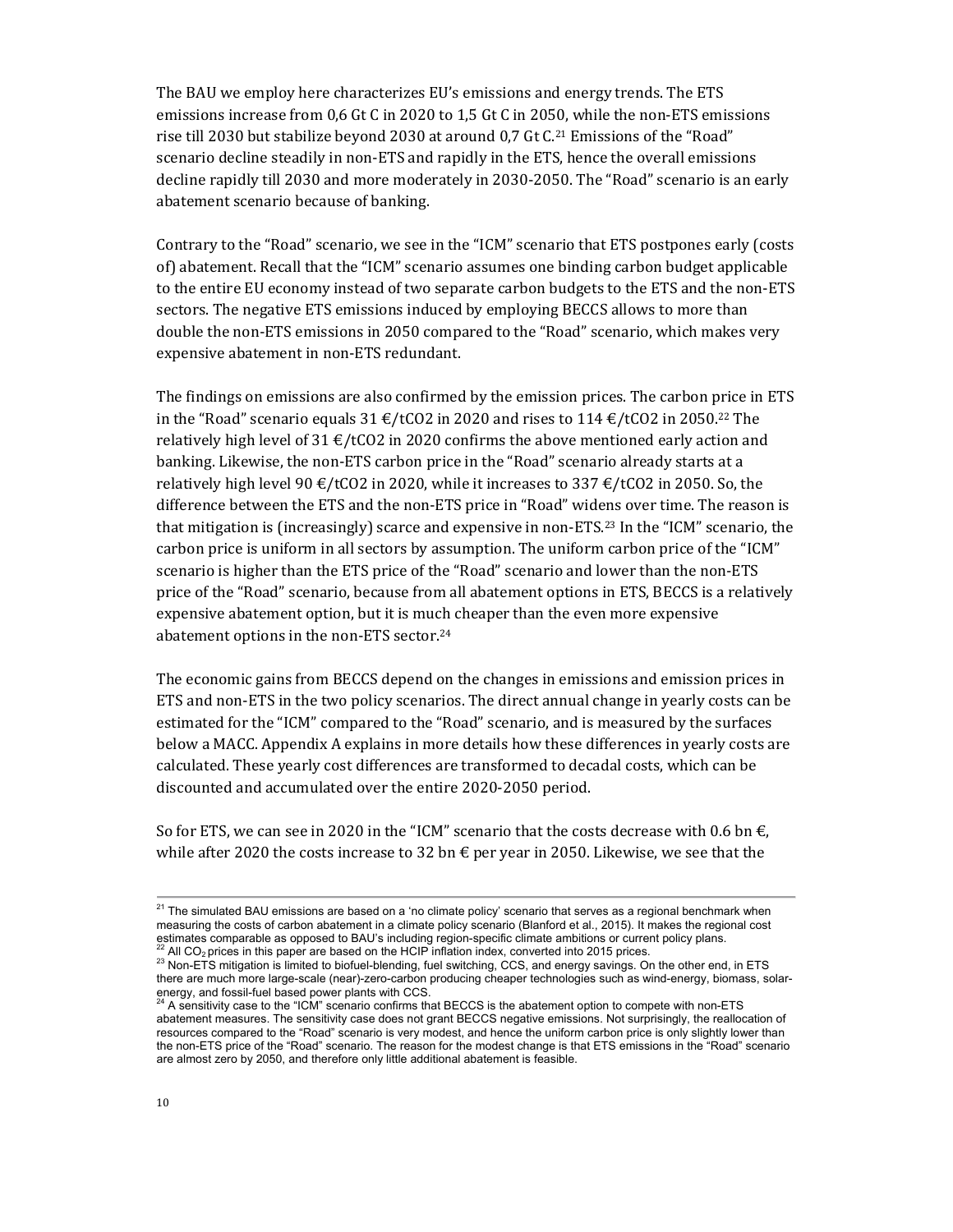The BAU we employ here characterizes EU's emissions and energy trends. The ETS emissions increase from 0,6 Gt C in 2020 to 1,5 Gt C in 2050, while the non-ETS emissions rise till 2030 but stabilize beyond 2030 at around 0,7 Gt C.[21] Emissions of the "Road" scenario decline steadily in non-ETS and rapidly in the ETS, hence the overall emissions decline rapidly till 2030 and more moderately in 2030-2050. The "Road" scenario is an early abatement scenario because of banking.

Contrary to the "Road" scenario, we see in the "ICM" scenario that ETS postpones early (costs of) abatement. Recall that the "ICM" scenario assumes one binding carbon budget applicable to the entire EU economy instead of two separate carbon budgets to the ETS and the non-ETS sectors. The negative ETS emissions induced by employing BECCS allows to more than double the non-ETS emissions in 2050 compared to the "Road" scenario, which makes very expensive abatement in non-ETS redundant.

The findings on emissions are also confirmed by the emission prices. The carbon price in ETS in the "Road" scenario equals 31 €/tCO2 in 2020 and rises to 114 €/tCO2 in 2050.[22] The relatively high level of 31 €/tCO2 in 2020 confirms the above mentioned early action and banking. Likewise, the non-ETS carbon price in the "Road" scenario already starts at a relatively high level 90 €/tCO2 in 2020, while it increases to 337 €/tCO2 in 2050. So, the difference between the ETS and the non-ETS price in "Road" widens over time. The reason is that mitigation is (increasingly) scarce and expensive in non-ETS.[23] In the "ICM" scenario, the carbon price is uniform in all sectors by assumption. The uniform carbon price of the "ICM" scenario is higher than the ETS price of the "Road" scenario and lower than the non-ETS price of the "Road" scenario, because from all abatement options in ETS, BECCS is a relatively expensive abatement option, but it is much cheaper than the even more expensive abatement options in the non-ETS sector.[24]

The economic gains from BECCS depend on the changes in emissions and emission prices in ETS and non-ETS in the two policy scenarios. The direct annual change in yearly costs can be estimated for the "ICM" compared to the "Road" scenario, and is measured by the surfaces below a MACC. Appendix A explains in more details how these differences in yearly costs are calculated. These yearly cost differences are transformed to decadal costs, which can be discounted and accumulated over the entire 2020-2050 period.

So for ETS, we can see in 2020 in the "ICM" scenario that the costs decrease with 0.6 bn €, while after 2020 the costs increase to 32 bn € per year in 2050. Likewise, we see that the

---

[21] The simulated BAU emissions are based on a 'no climate policy' scenario that serves as a regional benchmark when measuring the costs of carbon abatement in a climate policy scenario (Blanford et al., 2015). It makes the regional cost estimates comparable as opposed to BAU's including region-specific climate ambitions or current policy plans.

[22] All $CO_2$ prices in this paper are based on the HCIP inflation index, converted into 2015 prices.

[23] Non-ETS mitigation is limited to biofuel-blending, fuel switching, CCS, and energy savings. On the other end, in ETS there are much more large-scale (near)-zero-carbon producing cheaper technologies such as wind-energy, biomass, solar-energy, and fossil-fuel based power plants with CCS.

[24] A sensitivity case to the "ICM" scenario confirms that BECCS is the abatement option to compete with non-ETS abatement measures. The sensitivity case does not grant BECCS negative emissions. Not surprisingly, the reallocation of resources compared to the "Road" scenario is very modest, and hence the uniform carbon price is only slightly lower than the non-ETS price of the "Road" scenario. The reason for the modest change is that ETS emissions in the "Road" scenario are almost zero by 2050, and therefore only little additional abatement is feasible.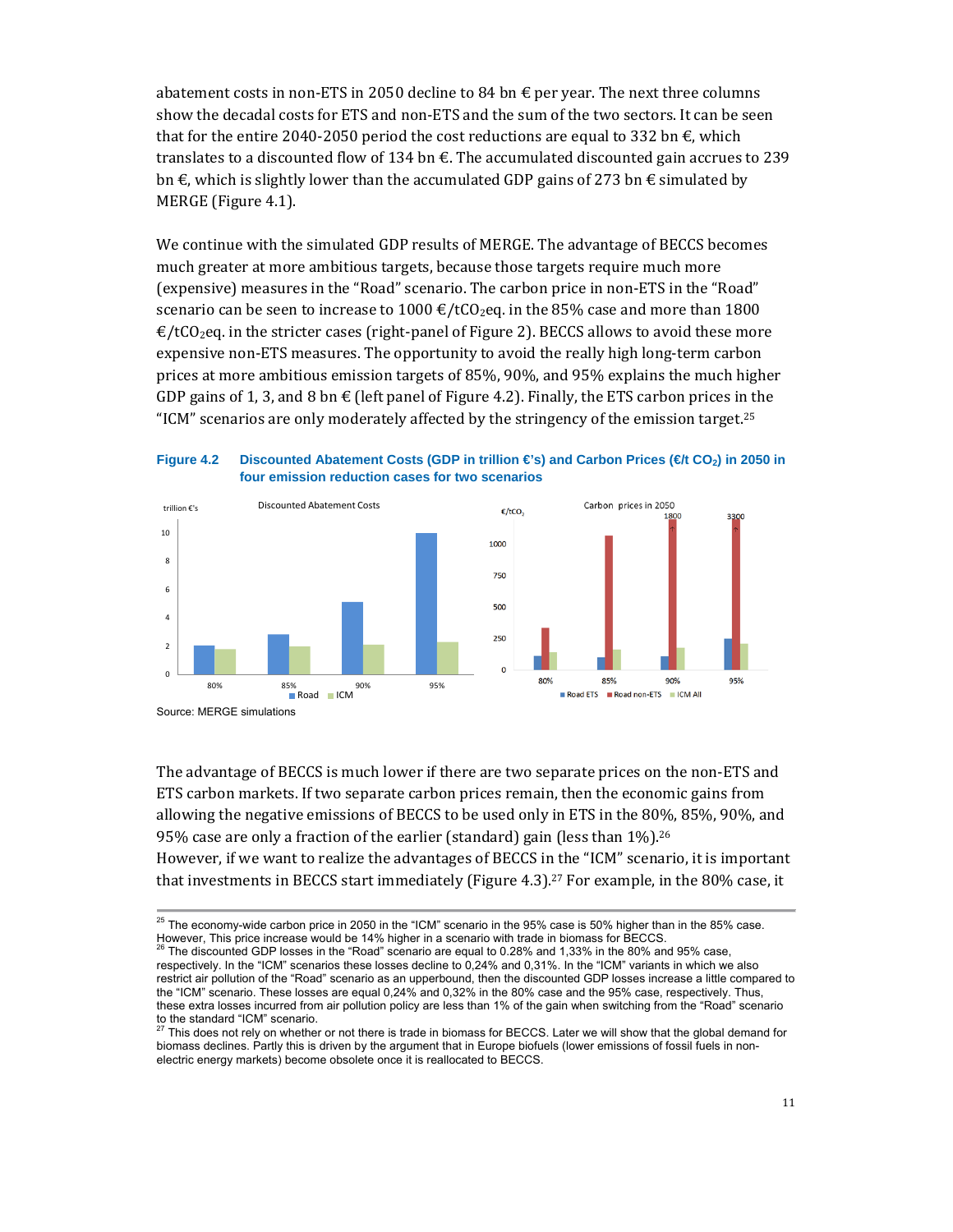abatement costs in non-ETS in 2050 decline to 84 bn € per year. The next three columns show the decadal costs for ETS and non-ETS and the sum of the two sectors. It can be seen that for the entire 2040-2050 period the cost reductions are equal to 332 bn €, which translates to a discounted flow of 134 bn €. The accumulated discounted gain accrues to 239 bn €, which is slightly lower than the accumulated GDP gains of 273 bn € simulated by MERGE (Figure 4.1).

We continue with the simulated GDP results of MERGE. The advantage of BECCS becomes much greater at more ambitious targets, because those targets require much more (expensive) measures in the "Road" scenario. The carbon price in non-ETS in the "Road" scenario can be seen to increase to 1000 €/t$CO_2$eq. in the 85% case and more than 1800 €/t$CO_2$eq. in the stricter cases (right-panel of Figure 2). BECCS allows to avoid these more expensive non-ETS measures. The opportunity to avoid the really high long-term carbon prices at more ambitious emission targets of 85%, 90%, and 95% explains the much higher GDP gains of 1, 3, and 8 bn € (left panel of Figure 4.2). Finally, the ETS carbon prices in the "ICM" scenarios are only moderately affected by the stringency of the emission target.[25]

**Figure 4.2 Discounted Abatement Costs (GDP in trillion €'s) and Carbon Prices (€/t $CO_2$) in 2050 in four emission reduction cases for two scenarios**

Source: MERGE simulations

The advantage of BECCS is much lower if there are two separate prices on the non-ETS and ETS carbon markets. If two separate carbon prices remain, then the economic gains from allowing the negative emissions of BECCS to be used only in ETS in the 80%, 85%, 90%, and 95% case are only a fraction of the earlier (standard) gain (less than 1%).[26]
However, if we want to realize the advantages of BECCS in the "ICM" scenario, it is important that investments in BECCS start immediately (Figure 4.3).[27] For example, in the 80% case, it

[25] The economy-wide carbon price in 2050 in the "ICM" scenario in the 95% case is 50% higher than in the 85% case. However, This price increase would be 14% higher in a scenario with trade in biomass for BECCS.

[26] The discounted GDP losses in the "Road" scenario are equal to 0.28% and 1,33% in the 80% and 95% case, respectively. In the "ICM" scenarios these losses decline to 0,24% and 0,31%. In the "ICM" variants in which we also restrict air pollution of the "Road" scenario as an upperbound, then the discounted GDP losses increase a little compared to the "ICM" scenario. These losses are equal 0,24% and 0,32% in the 80% case and the 95% case, respectively. Thus, these extra losses incurred from air pollution policy are less than 1% of the gain when switching from the "Road" scenario to the standard "ICM" scenario.

[27] This does not rely on whether or not there is trade in biomass for BECCS. Later we will show that the global demand for biomass declines. Partly this is driven by the argument that in Europe biofuels (lower emissions of fossil fuels in non-electric energy markets) become obsolete once it is reallocated to BECCS.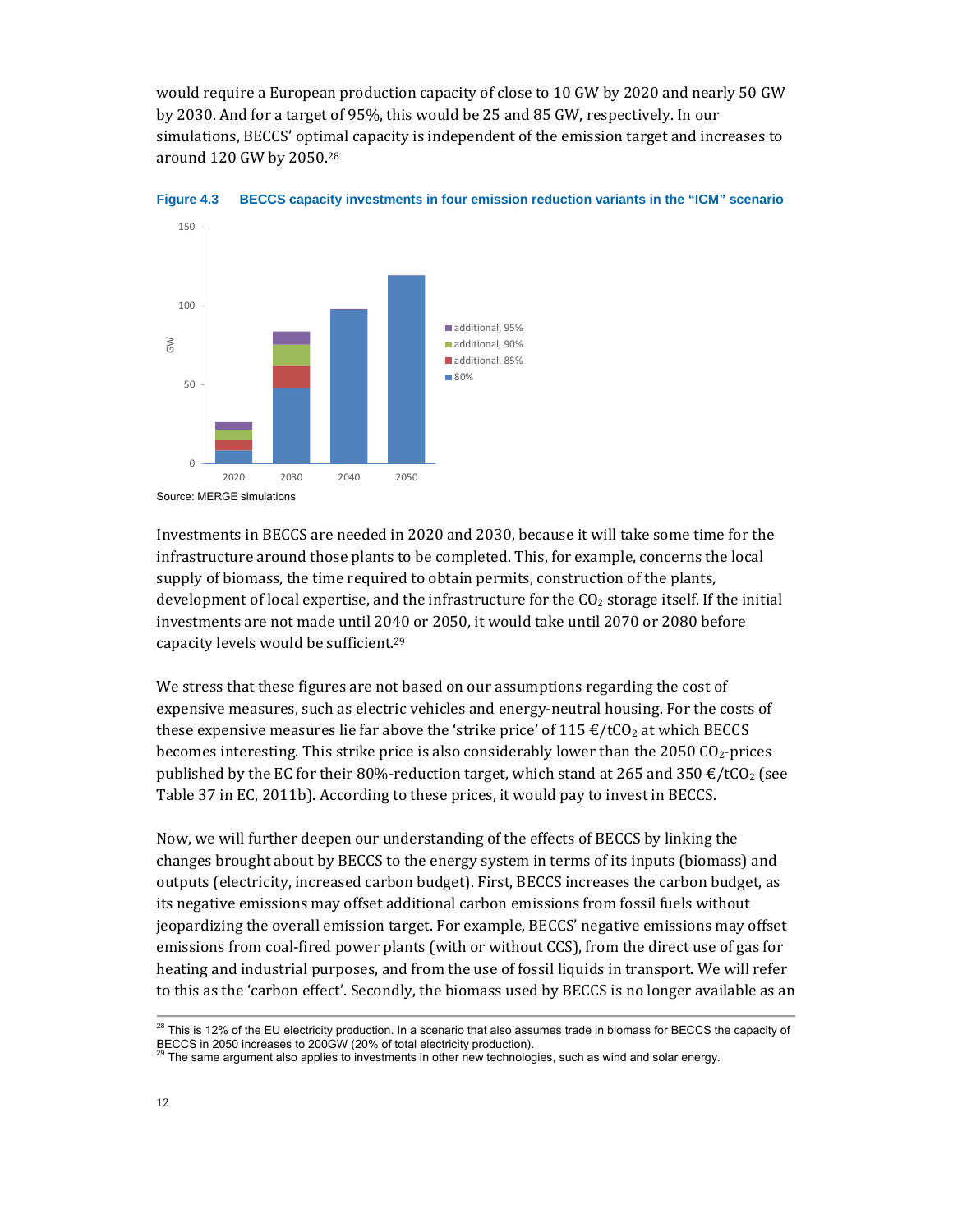would require a European production capacity of close to 10 GW by 2020 and nearly 50 GW by 2030. And for a target of 95%, this would be 25 and 85 GW, respectively. In our simulations, BECCS' optimal capacity is independent of the emission target and increases to around 120 GW by 2050.[28]

**Figure 4.3 BECCS capacity investments in four emission reduction variants in the "ICM" scenario**

Source: MERGE simulations

Investments in BECCS are needed in 2020 and 2030, because it will take some time for the infrastructure around those plants to be completed. This, for example, concerns the local supply of biomass, the time required to obtain permits, construction of the plants, development of local expertise, and the infrastructure for the $CO_2$ storage itself. If the initial investments are not made until 2040 or 2050, it would take until 2070 or 2080 before capacity levels would be sufficient.[29]

We stress that these figures are not based on our assumptions regarding the cost of expensive measures, such as electric vehicles and energy-neutral housing. For the costs of these expensive measures lie far above the 'strike price' of 115 €/t$CO_2$ at which BECCS becomes interesting. This strike price is also considerably lower than the 2050 $CO_2$-prices published by the EC for their 80%-reduction target, which stand at 265 and 350 €/t$CO_2$ (see Table 37 in EC, 2011b). According to these prices, it would pay to invest in BECCS.

Now, we will further deepen our understanding of the effects of BECCS by linking the changes brought about by BECCS to the energy system in terms of its inputs (biomass) and outputs (electricity, increased carbon budget). First, BECCS increases the carbon budget, as its negative emissions may offset additional carbon emissions from fossil fuels without jeopardizing the overall emission target. For example, BECCS' negative emissions may offset emissions from coal-fired power plants (with or without CCS), from the direct use of gas for heating and industrial purposes, and from the use of fossil liquids in transport. We will refer to this as the 'carbon effect'. Secondly, the biomass used by BECCS is no longer available as an

[28] This is 12% of the EU electricity production. In a scenario that also assumes trade in biomass for BECCS the capacity of BECCS in 2050 increases to 200GW (20% of total electricity production).

[29] The same argument also applies to investments in other new technologies, such as wind and solar energy.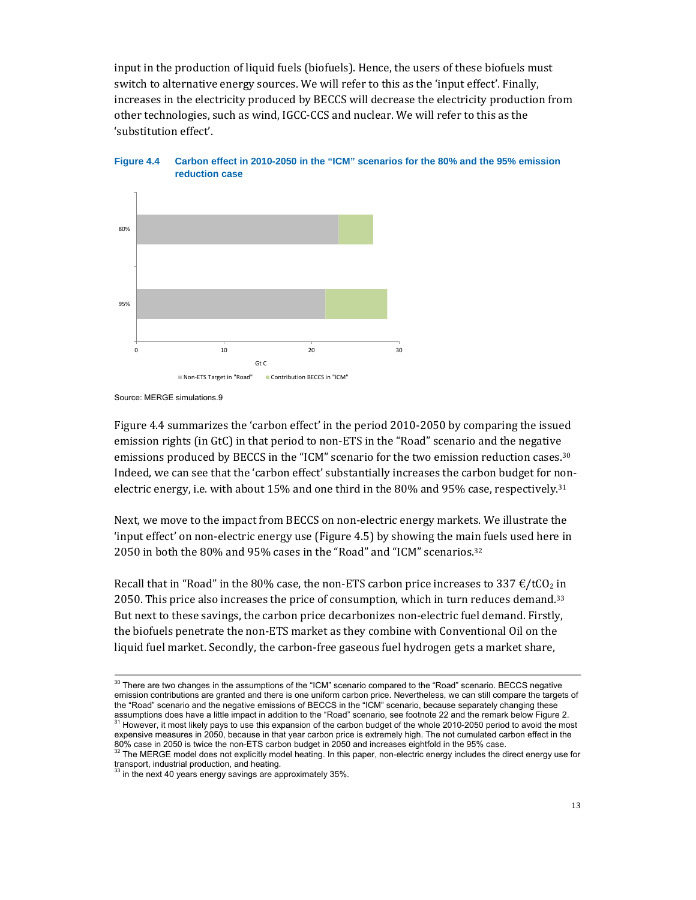input in the production of liquid fuels (biofuels). Hence, the users of these biofuels must switch to alternative energy sources. We will refer to this as the 'input effect'. Finally, increases in the electricity produced by BECCS will decrease the electricity production from other technologies, such as wind, IGCC-CCS and nuclear. We will refer to this as the 'substitution effect'.

**Figure 4.4 Carbon effect in 2010-2050 in the "ICM" scenarios for the 80% and the 95% emission reduction case**

Source: MERGE simulations.9

Figure 4.4 summarizes the 'carbon effect' in the period 2010-2050 by comparing the issued emission rights (in GtC) in that period to non-ETS in the "Road" scenario and the negative emissions produced by BECCS in the "ICM" scenario for the two emission reduction cases.[30] Indeed, we can see that the 'carbon effect' substantially increases the carbon budget for non-electric energy, i.e. with about 15% and one third in the 80% and 95% case, respectively.[31]

Next, we move to the impact from BECCS on non-electric energy markets. We illustrate the 'input effect' on non-electric energy use (Figure 4.5) by showing the main fuels used here in 2050 in both the 80% and 95% cases in the "Road" and "ICM" scenarios.[32]

Recall that in "Road" in the 80% case, the non-ETS carbon price increases to 337 €/t$CO_2$ in 2050. This price also increases the price of consumption, which in turn reduces demand.[33] But next to these savings, the carbon price decarbonizes non-electric fuel demand. Firstly, the biofuels penetrate the non-ETS market as they combine with Conventional Oil on the liquid fuel market. Secondly, the carbon-free gaseous fuel hydrogen gets a market share,

---

[30] There are two changes in the assumptions of the "ICM" scenario compared to the "Road" scenario. BECCS negative emission contributions are granted and there is one uniform carbon price. Nevertheless, we can still compare the targets of the "Road" scenario and the negative emissions of BECCS in the "ICM" scenario, because separately changing these assumptions does have a little impact in addition to the "Road" scenario, see footnote 22 and the remark below Figure 2.

[31] However, it most likely pays to use this expansion of the carbon budget of the whole 2010-2050 period to avoid the most expensive measures in 2050, because in that year carbon price is extremely high. The not cumulated carbon effect in the 80% case in 2050 is twice the non-ETS carbon budget in 2050 and increases eightfold in the 95% case.

[32] The MERGE model does not explicitly model heating. In this paper, non-electric energy includes the direct energy use for transport, industrial production, and heating.

[33] in the next 40 years energy savings are approximately 35%.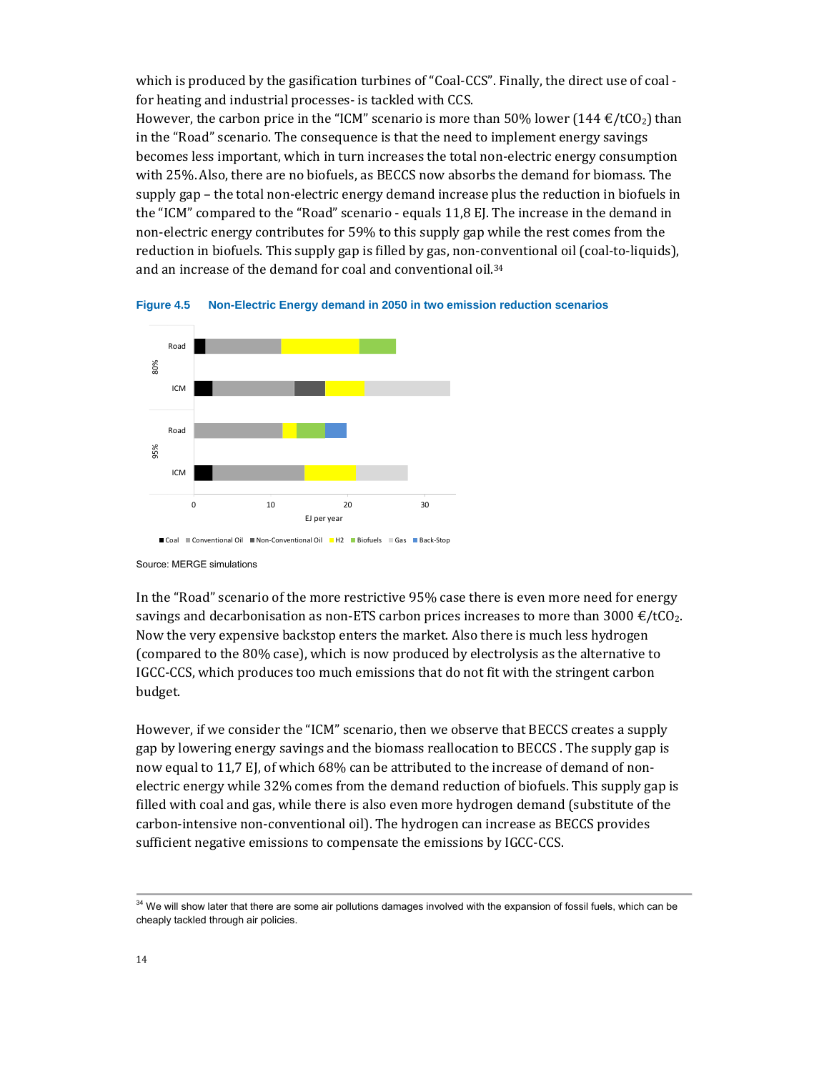which is produced by the gasification turbines of “Coal-CCS”. Finally, the direct use of coal - for heating and industrial processes- is tackled with CCS.
However, the carbon price in the “ICM” scenario is more than 50% lower (144 €/t$CO_2$) than in the “Road” scenario. The consequence is that the need to implement energy savings becomes less important, which in turn increases the total non-electric energy consumption with 25%. Also, there are no biofuels, as BECCS now absorbs the demand for biomass. The supply gap – the total non-electric energy demand increase plus the reduction in biofuels in the “ICM” compared to the “Road” scenario - equals 11,8 EJ. The increase in the demand in non-electric energy contributes for 59% to this supply gap while the rest comes from the reduction in biofuels. This supply gap is filled by gas, non-conventional oil (coal-to-liquids), and an increase of the demand for coal and conventional oil.[34]

**Figure 4.5 Non-Electric Energy demand in 2050 in two emission reduction scenarios**

Source: MERGE simulations

In the “Road” scenario of the more restrictive 95% case there is even more need for energy savings and decarbonisation as non-ETS carbon prices increases to more than 3000 €/t$CO_2$. Now the very expensive backstop enters the market. Also there is much less hydrogen (compared to the 80% case), which is now produced by electrolysis as the alternative to IGCC-CCS, which produces too much emissions that do not fit with the stringent carbon budget.

However, if we consider the “ICM” scenario, then we observe that BECCS creates a supply gap by lowering energy savings and the biomass reallocation to BECCS . The supply gap is now equal to 11,7 EJ, of which 68% can be attributed to the increase of demand of non-electric energy while 32% comes from the demand reduction of biofuels. This supply gap is filled with coal and gas, while there is also even more hydrogen demand (substitute of the carbon-intensive non-conventional oil). The hydrogen can increase as BECCS provides sufficient negative emissions to compensate the emissions by IGCC-CCS.

[34] We will show later that there are some air pollutions damages involved with the expansion of fossil fuels, which can be cheaply tackled through air policies.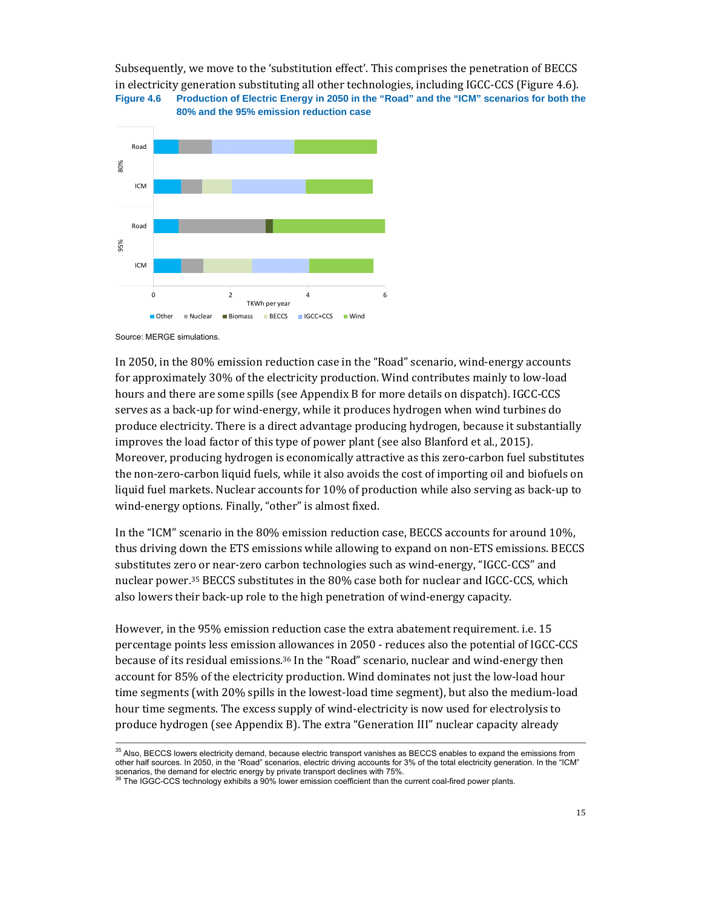Subsequently, we move to the 'substitution effect'. This comprises the penetration of BECCS in electricity generation substituting all other technologies, including IGCC-CCS (Figure 4.6).

**Figure 4.6 Production of Electric Energy in 2050 in the "Road" and the "ICM" scenarios for both the 80% and the 95% emission reduction case**

Source: MERGE simulations.

In 2050, in the 80% emission reduction case in the "Road" scenario, wind-energy accounts for approximately 30% of the electricity production. Wind contributes mainly to low-load hours and there are some spills (see Appendix B for more details on dispatch). IGCC-CCS serves as a back-up for wind-energy, while it produces hydrogen when wind turbines do produce electricity. There is a direct advantage producing hydrogen, because it substantially improves the load factor of this type of power plant (see also Blanford et al., 2015). Moreover, producing hydrogen is economically attractive as this zero-carbon fuel substitutes the non-zero-carbon liquid fuels, while it also avoids the cost of importing oil and biofuels on liquid fuel markets. Nuclear accounts for 10% of production while also serving as back-up to wind-energy options. Finally, "other" is almost fixed.

In the "ICM" scenario in the 80% emission reduction case, BECCS accounts for around 10%, thus driving down the ETS emissions while allowing to expand on non-ETS emissions. BECCS substitutes zero or near-zero carbon technologies such as wind-energy, "IGCC-CCS" and nuclear power.[35] BECCS substitutes in the 80% case both for nuclear and IGCC-CCS, which also lowers their back-up role to the high penetration of wind-energy capacity.

However, in the 95% emission reduction case the extra abatement requirement. i.e. 15 percentage points less emission allowances in 2050 - reduces also the potential of IGCC-CCS because of its residual emissions.[36] In the "Road" scenario, nuclear and wind-energy then account for 85% of the electricity production. Wind dominates not just the low-load hour time segments (with 20% spills in the lowest-load time segment), but also the medium-load hour time segments. The excess supply of wind-electricity is now used for electrolysis to produce hydrogen (see Appendix B). The extra "Generation III" nuclear capacity already

---

[35] Also, BECCS lowers electricity demand, because electric transport vanishes as BECCS enables to expand the emissions from other half sources. In 2050, in the "Road" scenarios, electric driving accounts for 3% of the total electricity generation. In the "ICM" scenarios, the demand for electric energy by private transport declines with 75%.

[36] The IGCC-CCS technology exhibits a 90% lower emission coefficient than the current coal-fired power plants.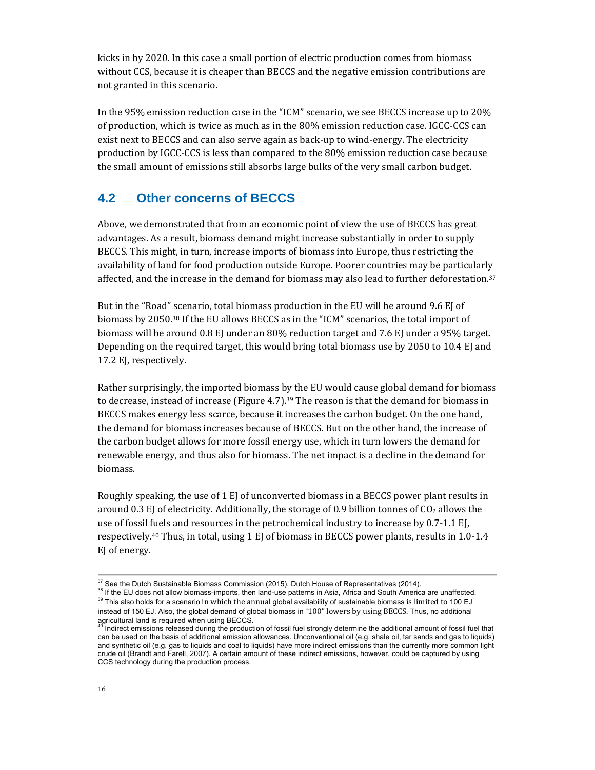kicks in by 2020. In this case a small portion of electric production comes from biomass without CCS, because it is cheaper than BECCS and the negative emission contributions are not granted in this scenario.

In the 95% emission reduction case in the "ICM" scenario, we see BECCS increase up to 20% of production, which is twice as much as in the 80% emission reduction case. IGCC-CCS can exist next to BECCS and can also serve again as back-up to wind-energy. The electricity production by IGCC-CCS is less than compared to the 80% emission reduction case because the small amount of emissions still absorbs large bulks of the very small carbon budget.

## 4.2 Other concerns of BECCS

Above, we demonstrated that from an economic point of view the use of BECCS has great advantages. As a result, biomass demand might increase substantially in order to supply BECCS. This might, in turn, increase imports of biomass into Europe, thus restricting the availability of land for food production outside Europe. Poorer countries may be particularly affected, and the increase in the demand for biomass may also lead to further deforestation.[37]

But in the "Road" scenario, total biomass production in the EU will be around 9.6 EJ of biomass by 2050.[38] If the EU allows BECCS as in the "ICM" scenarios, the total import of biomass will be around 0.8 EJ under an 80% reduction target and 7.6 EJ under a 95% target. Depending on the required target, this would bring total biomass use by 2050 to 10.4 EJ and 17.2 EJ, respectively.

Rather surprisingly, the imported biomass by the EU would cause global demand for biomass to decrease, instead of increase (Figure 4.7).[39] The reason is that the demand for biomass in BECCS makes energy less scarce, because it increases the carbon budget. On the one hand, the demand for biomass increases because of BECCS. But on the other hand, the increase of the carbon budget allows for more fossil energy use, which in turn lowers the demand for renewable energy, and thus also for biomass. The net impact is a decline in the demand for biomass.

Roughly speaking, the use of 1 EJ of unconverted biomass in a BECCS power plant results in around 0.3 EJ of electricity. Additionally, the storage of 0.9 billion tonnes of $CO_2$ allows the use of fossil fuels and resources in the petrochemical industry to increase by 0.7-1.1 EJ, respectively.[40] Thus, in total, using 1 EJ of biomass in BECCS power plants, results in 1.0-1.4 EJ of energy.

---

[37] See the Dutch Sustainable Biomass Commission (2015), Dutch House of Representatives (2014).

[38] If the EU does not allow biomass-imports, then land-use patterns in Asia, Africa and South America are unaffected.

[39] This also holds for a scenario in which the annual global availability of sustainable biomass is limited to 100 EJ instead of 150 EJ. Also, the global demand of global biomass in "100" lowers by using BECCS. Thus, no additional agricultural land is required when using BECCS.

[40] Indirect emissions released during the production of fossil fuel strongly determine the additional amount of fossil fuel that can be used on the basis of additional emission allowances. Unconventional oil (e.g. shale oil, tar sands and gas to liquids) and synthetic oil (e.g. gas to liquids and coal to liquids) have more indirect emissions than the currently more common light crude oil (Brandt and Farell, 2007). A certain amount of these indirect emissions, however, could be captured by using CCS technology during the production process.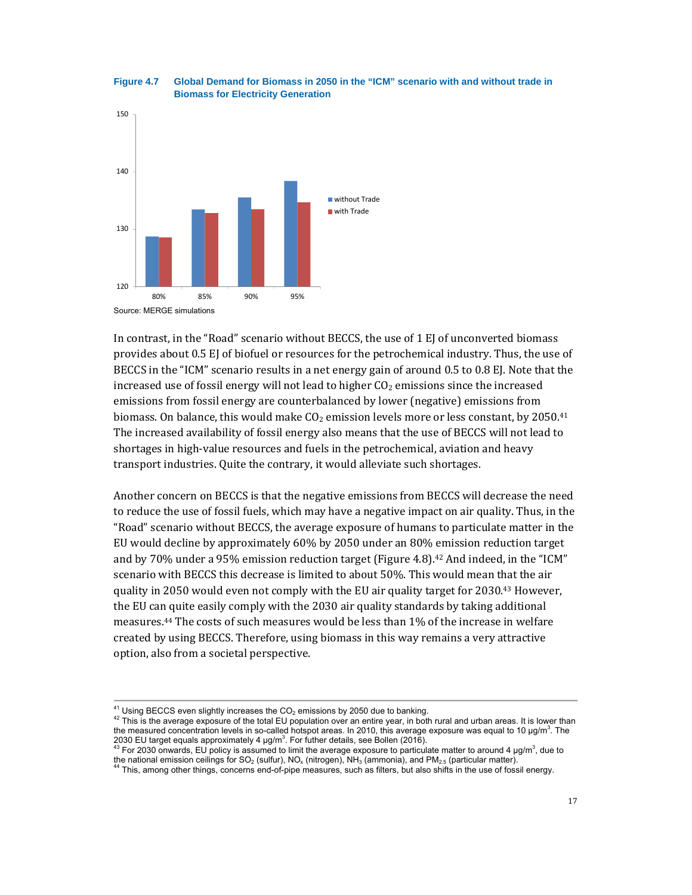**Figure 4.7 Global Demand for Biomass in 2050 in the "ICM" scenario with and without trade in Biomass for Electricity Generation**

Source: MERGE simulations

In contrast, in the "Road" scenario without BECCS, the use of 1 EJ of unconverted biomass provides about 0.5 EJ of biofuel or resources for the petrochemical industry. Thus, the use of BECCS in the "ICM" scenario results in a net energy gain of around 0.5 to 0.8 EJ. Note that the increased use of fossil energy will not lead to higher $CO_2$ emissions since the increased emissions from fossil energy are counterbalanced by lower (negative) emissions from biomass. On balance, this would make $CO_2$ emission levels more or less constant, by 2050.[41] The increased availability of fossil energy also means that the use of BECCS will not lead to shortages in high-value resources and fuels in the petrochemical, aviation and heavy transport industries. Quite the contrary, it would alleviate such shortages.

Another concern on BECCS is that the negative emissions from BECCS will decrease the need to reduce the use of fossil fuels, which may have a negative impact on air quality. Thus, in the "Road" scenario without BECCS, the average exposure of humans to particulate matter in the EU would decline by approximately 60% by 2050 under an 80% emission reduction target and by 70% under a 95% emission reduction target (Figure 4.8).[42] And indeed, in the "ICM" scenario with BECCS this decrease is limited to about 50%. This would mean that the air quality in 2050 would even not comply with the EU air quality target for 2030.[43] However, the EU can quite easily comply with the 2030 air quality standards by taking additional measures.[44] The costs of such measures would be less than 1% of the increase in welfare created by using BECCS. Therefore, using biomass in this way remains a very attractive option, also from a societal perspective.

---

[41] Using BECCS even slightly increases the $CO_2$ emissions by 2050 due to banking.

[42] This is the average exposure of the total EU population over an entire year, in both rural and urban areas. It is lower than the measured concentration levels in so-called hotspot areas. In 2010, this average exposure was equal to 10 $\mu g/m^3$. The 2030 EU target equals approximately 4 $\mu g/m^3$. For futher details, see Bollen (2016).

[43] For 2030 onwards, EU policy is assumed to limit the average exposure to particulate matter to around 4 $\mu g/m^3$, due to the national emission ceilings for $SO_2$ (sulfur), $NO_x$ (nitrogen), $NH_3$ (ammonia), and $PM_{2.5}$ (particular matter).

[44] This, among other things, concerns end-of-pipe measures, such as filters, but also shifts in the use of fossil energy.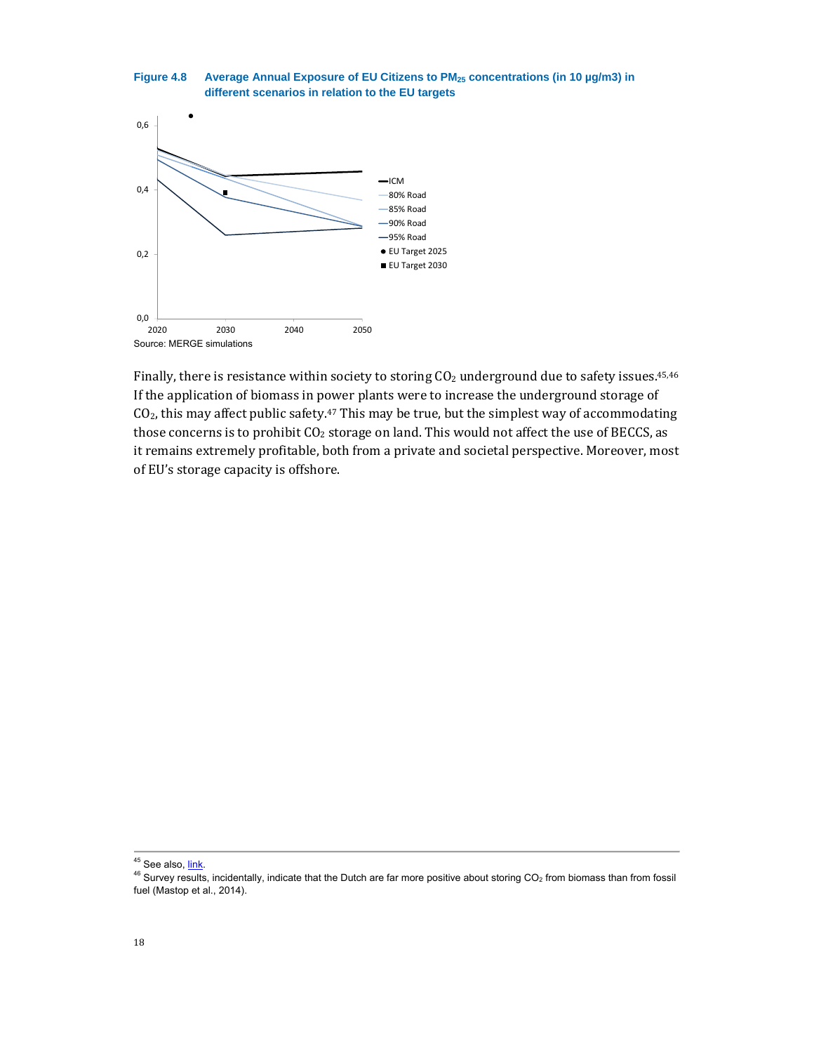**Figure 4.8 Average Annual Exposure of EU Citizens to $PM_{25}$ concentrations (in 10 µg/m3) in different scenarios in relation to the EU targets**

Source: MERGE simulations

Finally, there is resistance within society to storing $CO_2$ underground due to safety issues.[45,46] If the application of biomass in power plants were to increase the underground storage of $CO_2$, this may affect public safety.[47] This may be true, but the simplest way of accommodating those concerns is to prohibit $CO_2$ storage on land. This would not affect the use of BECCS, as it remains extremely profitable, both from a private and societal perspective. Moreover, most of EU's storage capacity is offshore.

---

[45] See also, link.

[46] Survey results, incidentally, indicate that the Dutch are far more positive about storing $CO_2$ from biomass than from fossil fuel (Mastop et al., 2014).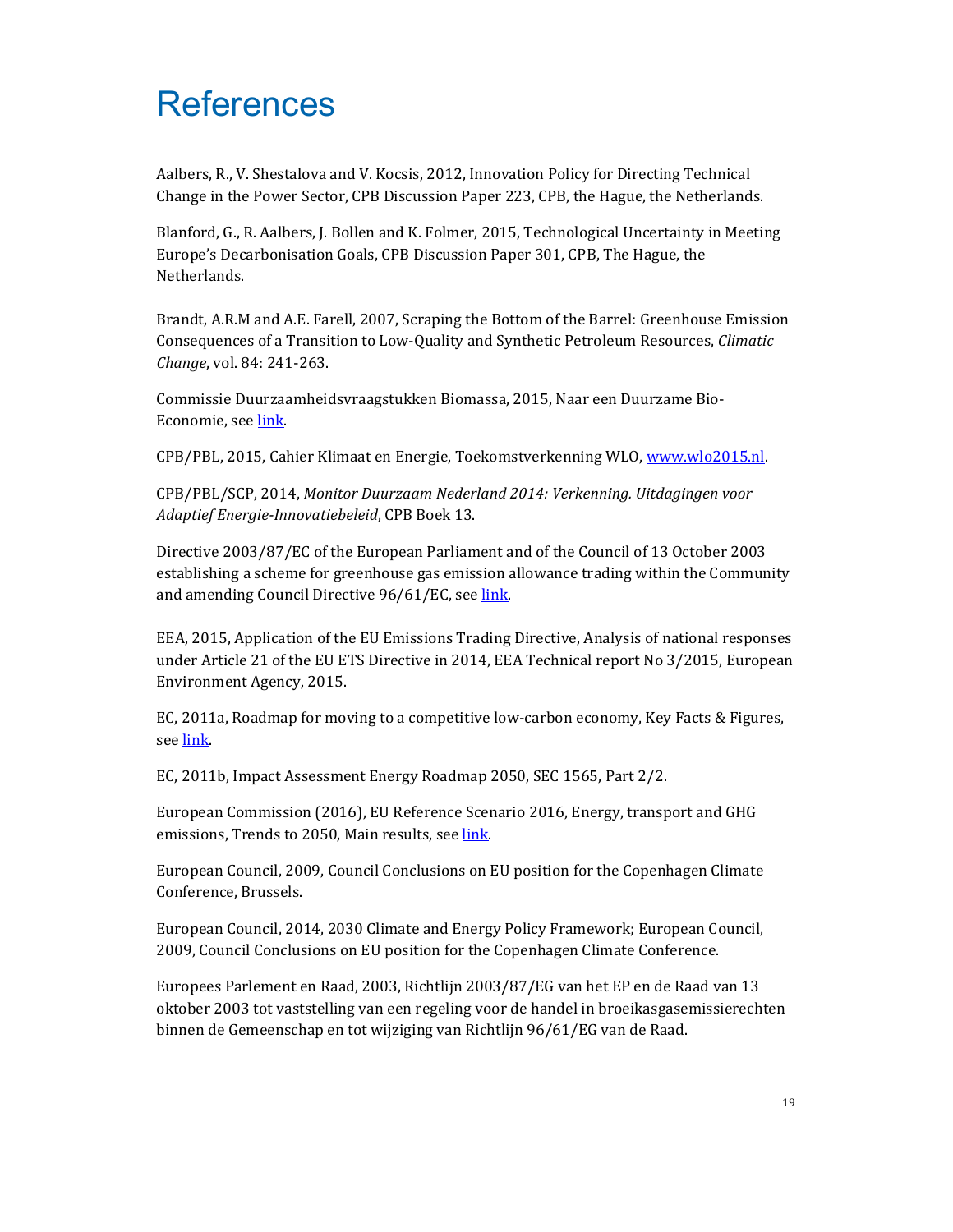# References

Aalbers, R., V. Shestalova and V. Kocsis, 2012, Innovation Policy for Directing Technical Change in the Power Sector, CPB Discussion Paper 223, CPB, the Hague, the Netherlands.

Blanford, G., R. Aalbers, J. Bollen and K. Folmer, 2015, Technological Uncertainty in Meeting Europe's Decarbonisation Goals, CPB Discussion Paper 301, CPB, The Hague, the Netherlands.

Brandt, A.R.M and A.E. Farell, 2007, Scraping the Bottom of the Barrel: Greenhouse Emission Consequences of a Transition to Low-Quality and Synthetic Petroleum Resources, *Climatic Change*, vol. 84: 241-263.

Commissie Duurzaamheidsvraagstukken Biomassa, 2015, Naar een Duurzame Bio-Economie, see link.

CPB/PBL, 2015, Cahier Klimaat en Energie, Toekomstverkenning WLO, www.wlo2015.nl.

CPB/PBL/SCP, 2014, *Monitor Duurzaam Nederland 2014: Verkenning. Uitdagingen voor Adaptief Energie-Innovatiebeleid*, CPB Boek 13.

Directive 2003/87/EC of the European Parliament and of the Council of 13 October 2003 establishing a scheme for greenhouse gas emission allowance trading within the Community and amending Council Directive 96/61/EC, see link.

EEA, 2015, Application of the EU Emissions Trading Directive, Analysis of national responses under Article 21 of the EU ETS Directive in 2014, EEA Technical report No 3/2015, European Environment Agency, 2015.

EC, 2011a, Roadmap for moving to a competitive low-carbon economy, Key Facts & Figures, see link.

EC, 2011b, Impact Assessment Energy Roadmap 2050, SEC 1565, Part 2/2.

European Commission (2016), EU Reference Scenario 2016, Energy, transport and GHG emissions, Trends to 2050, Main results, see link.

European Council, 2009, Council Conclusions on EU position for the Copenhagen Climate Conference, Brussels.

European Council, 2014, 2030 Climate and Energy Policy Framework; European Council, 2009, Council Conclusions on EU position for the Copenhagen Climate Conference.

Europees Parlement en Raad, 2003, Richtlijn 2003/87/EG van het EP en de Raad van 13 oktober 2003 tot vaststelling van een regeling voor de handel in broeikasgasemissierechten binnen de Gemeenschap en tot wijziging van Richtlijn 96/61/EG van de Raad.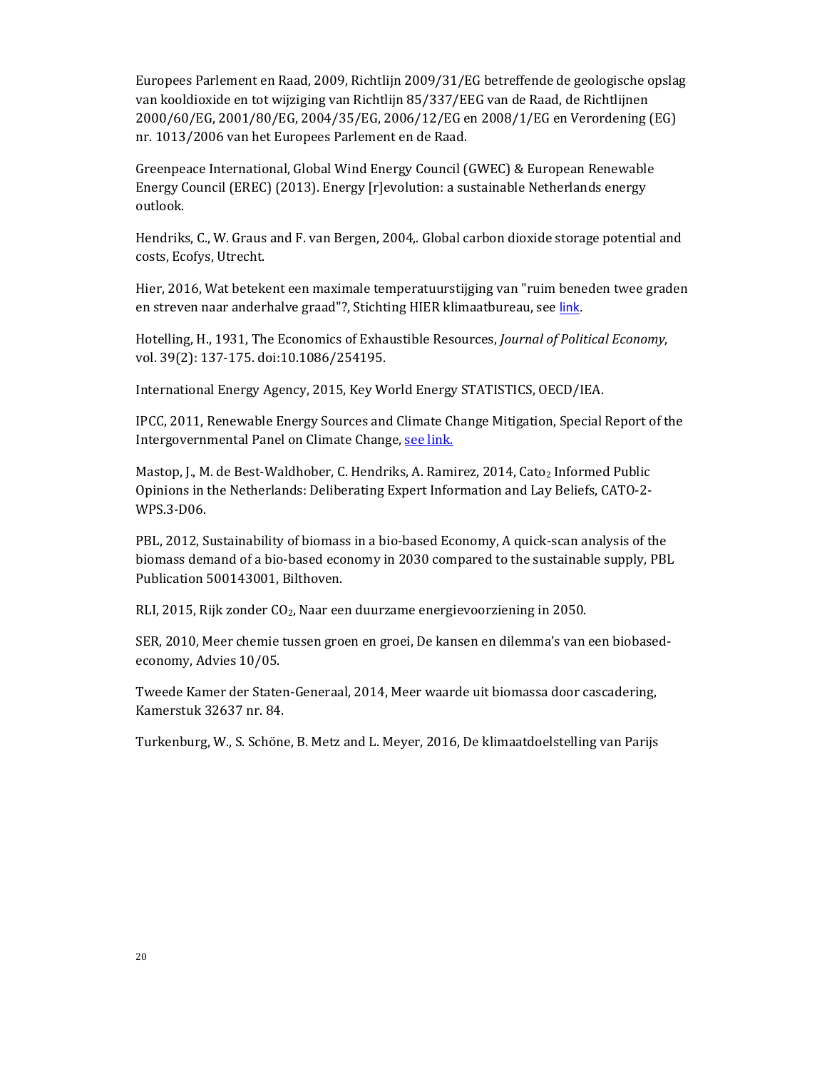Europees Parlement en Raad, 2009, Richtlijn 2009/31/EG betreffende de geologische opslag van kooldioxide en tot wijziging van Richtlijn 85/337/EEG van de Raad, de Richtlijnen 2000/60/EG, 2001/80/EG, 2004/35/EG, 2006/12/EG en 2008/1/EG en Verordening (EG) nr. 1013/2006 van het Europees Parlement en de Raad.

Greenpeace International, Global Wind Energy Council (GWEC) & European Renewable Energy Council (EREC) (2013). Energy [r]evolution: a sustainable Netherlands energy outlook.

Hendriks, C., W. Graus and F. van Bergen, 2004,. Global carbon dioxide storage potential and costs, Ecofys, Utrecht.

Hier, 2016, Wat betekent een maximale temperatuurstijging van "ruim beneden twee graden en streven naar anderhalve graad"?, Stichting HIER klimaatbureau, see link.

Hotelling, H., 1931, The Economics of Exhaustible Resources, *Journal of Political Economy*, vol. 39(2): 137-175. doi:10.1086/254195.

International Energy Agency, 2015, Key World Energy STATISTICS, OECD/IEA.

IPCC, 2011, Renewable Energy Sources and Climate Change Mitigation, Special Report of the Intergovernmental Panel on Climate Change, see link.

Mastop, J., M. de Best-Waldhober, C. Hendriks, A. Ramirez, 2014, Cato$_2$ Informed Public Opinions in the Netherlands: Deliberating Expert Information and Lay Beliefs, CATO-2-WPS.3-D06.

PBL, 2012, Sustainability of biomass in a bio-based Economy, A quick-scan analysis of the biomass demand of a bio-based economy in 2030 compared to the sustainable supply, PBL Publication 500143001, Bilthoven.

RLI, 2015, Rijk zonder $CO_2$, Naar een duurzame energievoorziening in 2050.

SER, 2010, Meer chemie tussen groen en groei, De kansen en dilemma's van een biobased-economy, Advies 10/05.

Tweede Kamer der Staten-Generaal, 2014, Meer waarde uit biomassa door cascadering, Kamerstuk 32637 nr. 84.

Turkenburg, W., S. Schöne, B. Metz and L. Meyer, 2016, De klimaatdoelstelling van Parijs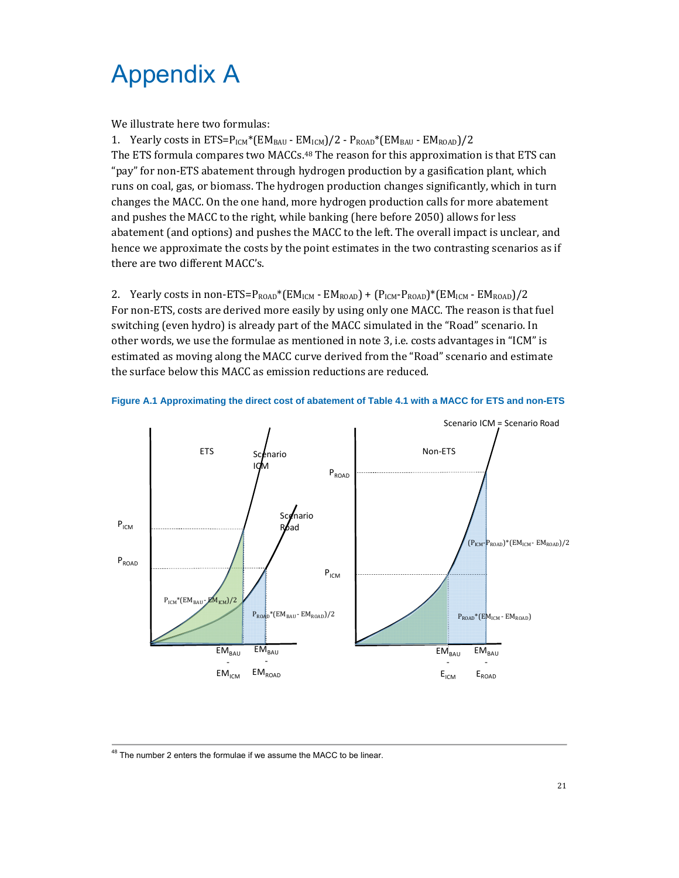# Appendix A

We illustrate here two formulas:

1. Yearly costs in ETS=$P_{ICM}*(EM_{BAU} - EM_{ICM})/2 - P_{ROAD}*(EM_{BAU} - EM_{ROAD})/2$

The ETS formula compares two MACCs.[48] The reason for this approximation is that ETS can "pay" for non-ETS abatement through hydrogen production by a gasification plant, which runs on coal, gas, or biomass. The hydrogen production changes significantly, which in turn changes the MACC. On the one hand, more hydrogen production calls for more abatement and pushes the MACC to the right, while banking (here before 2050) allows for less abatement (and options) and pushes the MACC to the left. The overall impact is unclear, and hence we approximate the costs by the point estimates in the two contrasting scenarios as if there are two different MACC's.

2. Yearly costs in non-ETS=$P_{ROAD}*(EM_{ICM} - EM_{ROAD}) + (P_{ICM}-P_{ROAD})*(EM_{ICM} - EM_{ROAD})/2$

For non-ETS, costs are derived more easily by using only one MACC. The reason is that fuel switching (even hydro) is already part of the MACC simulated in the "Road" scenario. In other words, we use the formulae as mentioned in note 3, i.e. costs advantages in "ICM" is estimated as moving along the MACC curve derived from the "Road" scenario and estimate the surface below this MACC as emission reductions are reduced.

**Figure A.1 Approximating the direct cost of abatement of Table 4.1 with a MACC for ETS and non-ETS**

[48] The number 2 enters the formulae if we assume the MACC to be linear.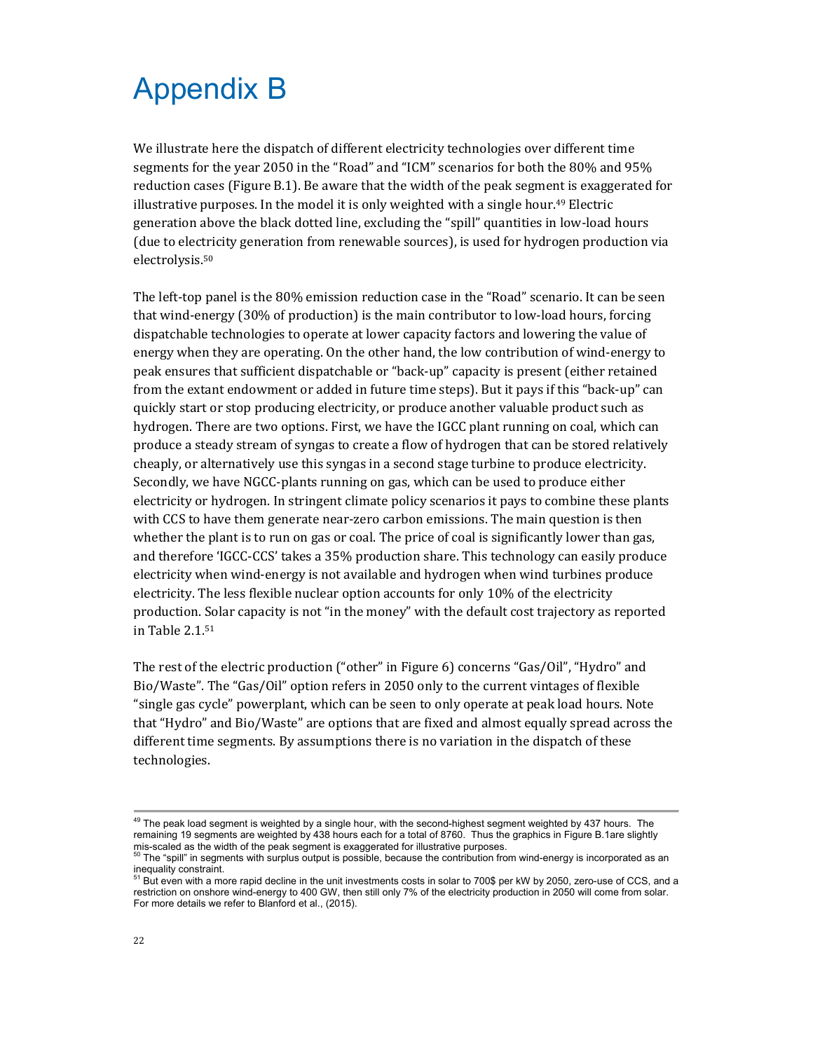# Appendix B

We illustrate here the dispatch of different electricity technologies over different time segments for the year 2050 in the "Road" and "ICM" scenarios for both the 80% and 95% reduction cases (Figure B.1). Be aware that the width of the peak segment is exaggerated for illustrative purposes. In the model it is only weighted with a single hour.[49] Electric generation above the black dotted line, excluding the "spill" quantities in low-load hours (due to electricity generation from renewable sources), is used for hydrogen production via electrolysis.[50]

The left-top panel is the 80% emission reduction case in the "Road" scenario. It can be seen that wind-energy (30% of production) is the main contributor to low-load hours, forcing dispatchable technologies to operate at lower capacity factors and lowering the value of energy when they are operating. On the other hand, the low contribution of wind-energy to peak ensures that sufficient dispatchable or "back-up" capacity is present (either retained from the extant endowment or added in future time steps). But it pays if this "back-up" can quickly start or stop producing electricity, or produce another valuable product such as hydrogen. There are two options. First, we have the IGCC plant running on coal, which can produce a steady stream of syngas to create a flow of hydrogen that can be stored relatively cheaply, or alternatively use this syngas in a second stage turbine to produce electricity. Secondly, we have NGCC-plants running on gas, which can be used to produce either electricity or hydrogen. In stringent climate policy scenarios it pays to combine these plants with CCS to have them generate near-zero carbon emissions. The main question is then whether the plant is to run on gas or coal. The price of coal is significantly lower than gas, and therefore 'IGCC-CCS' takes a 35% production share. This technology can easily produce electricity when wind-energy is not available and hydrogen when wind turbines produce electricity. The less flexible nuclear option accounts for only 10% of the electricity production. Solar capacity is not "in the money" with the default cost trajectory as reported in Table 2.1.[51]

The rest of the electric production ("other" in Figure 6) concerns "Gas/Oil", "Hydro" and Bio/Waste". The "Gas/Oil" option refers in 2050 only to the current vintages of flexible "single gas cycle" powerplant, which can be seen to only operate at peak load hours. Note that "Hydro" and Bio/Waste" are options that are fixed and almost equally spread across the different time segments. By assumptions there is no variation in the dispatch of these technologies.

---

[49] The peak load segment is weighted by a single hour, with the second-highest segment weighted by 437 hours. The remaining 19 segments are weighted by 438 hours each for a total of 8760. Thus the graphics in Figure B.1are slightly mis-scaled as the width of the peak segment is exaggerated for illustrative purposes.

[50] The "spill" in segments with surplus output is possible, because the contribution from wind-energy is incorporated as an inequality constraint.

[51] But even with a more rapid decline in the unit investments costs in solar to 700$ per kW by 2050, zero-use of CCS, and a restriction on onshore wind-energy to 400 GW, then still only 7% of the electricity production in 2050 will come from solar. For more details we refer to Blanford et al., (2015).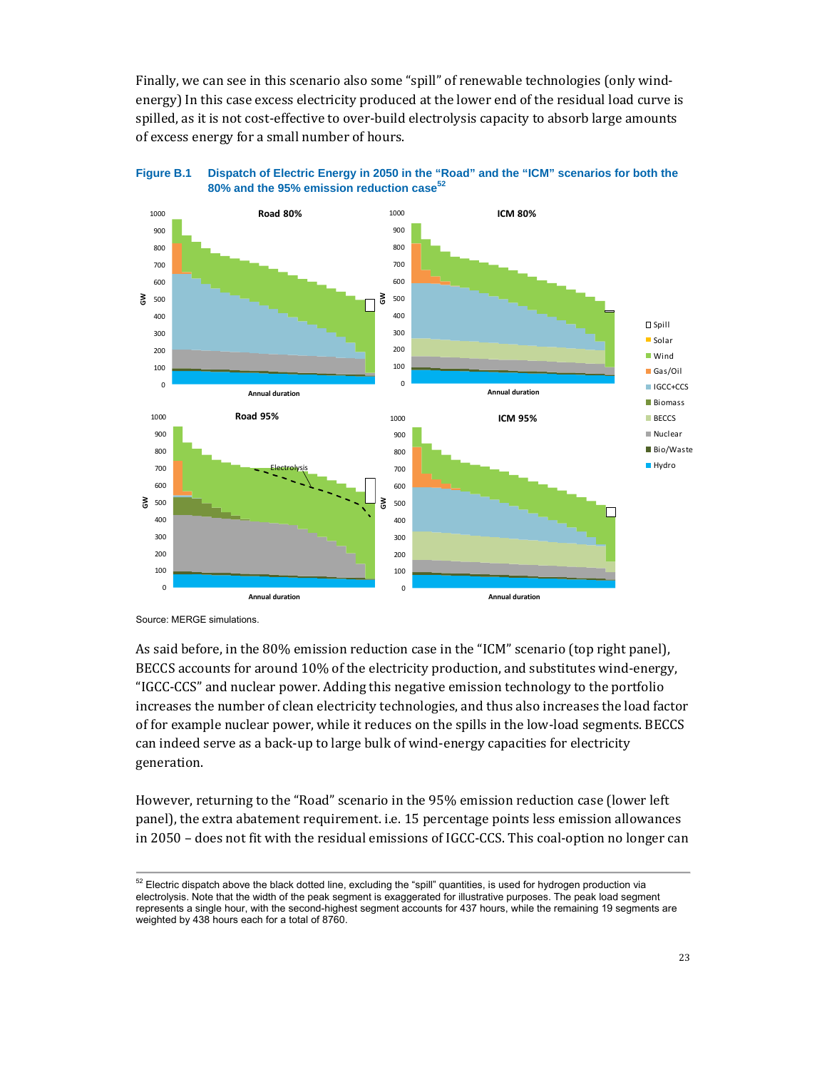Finally, we can see in this scenario also some “spill” of renewable technologies (only wind-energy) In this case excess electricity produced at the lower end of the residual load curve is spilled, as it is not cost-effective to over-build electrolysis capacity to absorb large amounts of excess energy for a small number of hours.

**Figure B.1 Dispatch of Electric Energy in 2050 in the “Road” and the “ICM” scenarios for both the 80% and the 95% emission reduction case**[52]

Source: MERGE simulations.

As said before, in the 80% emission reduction case in the “ICM” scenario (top right panel), BECCS accounts for around 10% of the electricity production, and substitutes wind-energy, “IGCC-CCS” and nuclear power. Adding this negative emission technology to the portfolio increases the number of clean electricity technologies, and thus also increases the load factor of for example nuclear power, while it reduces on the spills in the low-load segments. BECCS can indeed serve as a back-up to large bulk of wind-energy capacities for electricity generation.

However, returning to the “Road” scenario in the 95% emission reduction case (lower left panel), the extra abatement requirement. i.e. 15 percentage points less emission allowances in 2050 – does not fit with the residual emissions of IGCC-CCS. This coal-option no longer can

[52] Electric dispatch above the black dotted line, excluding the “spill” quantities, is used for hydrogen production via electrolysis. Note that the width of the peak segment is exaggerated for illustrative purposes. The peak load segment represents a single hour, with the second-highest segment accounts for 437 hours, while the remaining 19 segments are weighted by 438 hours each for a total of 8760.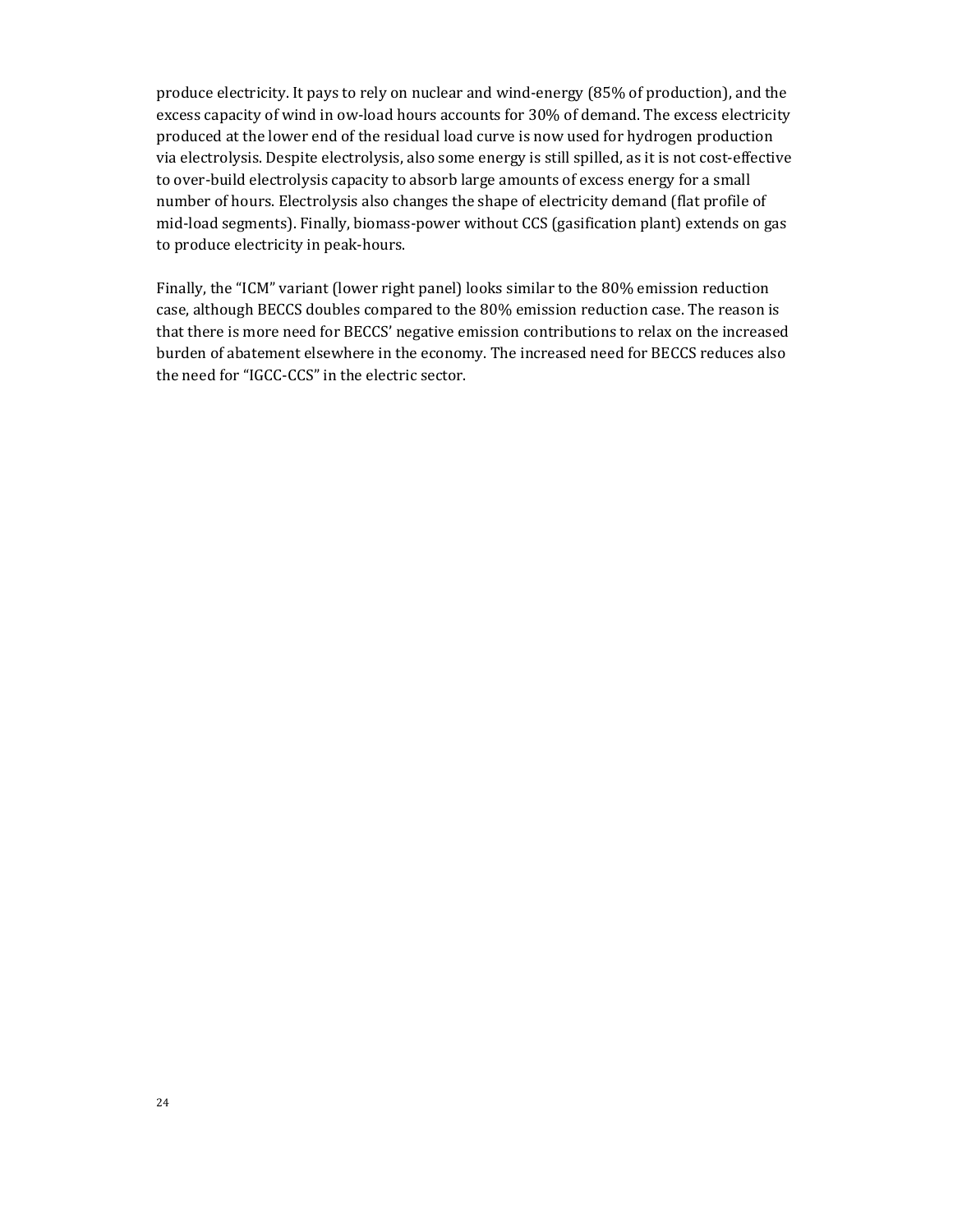produce electricity. It pays to rely on nuclear and wind-energy (85% of production), and the excess capacity of wind in ow-load hours accounts for 30% of demand. The excess electricity produced at the lower end of the residual load curve is now used for hydrogen production via electrolysis. Despite electrolysis, also some energy is still spilled, as it is not cost-effective to over-build electrolysis capacity to absorb large amounts of excess energy for a small number of hours. Electrolysis also changes the shape of electricity demand (flat profile of mid-load segments). Finally, biomass-power without CCS (gasification plant) extends on gas to produce electricity in peak-hours.

Finally, the "ICM" variant (lower right panel) looks similar to the 80% emission reduction case, although BECCS doubles compared to the 80% emission reduction case. The reason is that there is more need for BECCS' negative emission contributions to relax on the increased burden of abatement elsewhere in the economy. The increased need for BECCS reduces also the need for "IGCC-CCS" in the electric sector.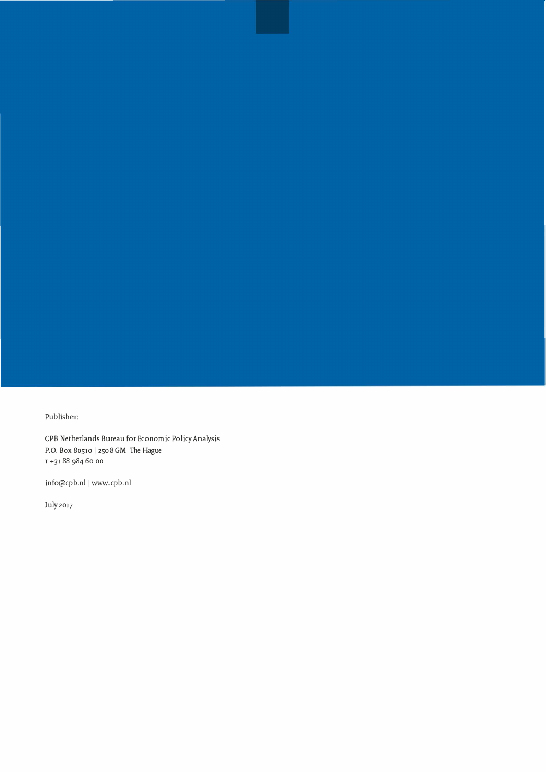Publisher:

CPB Netherlands Bureau for Economic Policy Analysis
P.O. Box 80510 | 2508 GM The Hague
T +31 88 984 60 00

info@cpb.nl | www.cpb.nl

July 2017